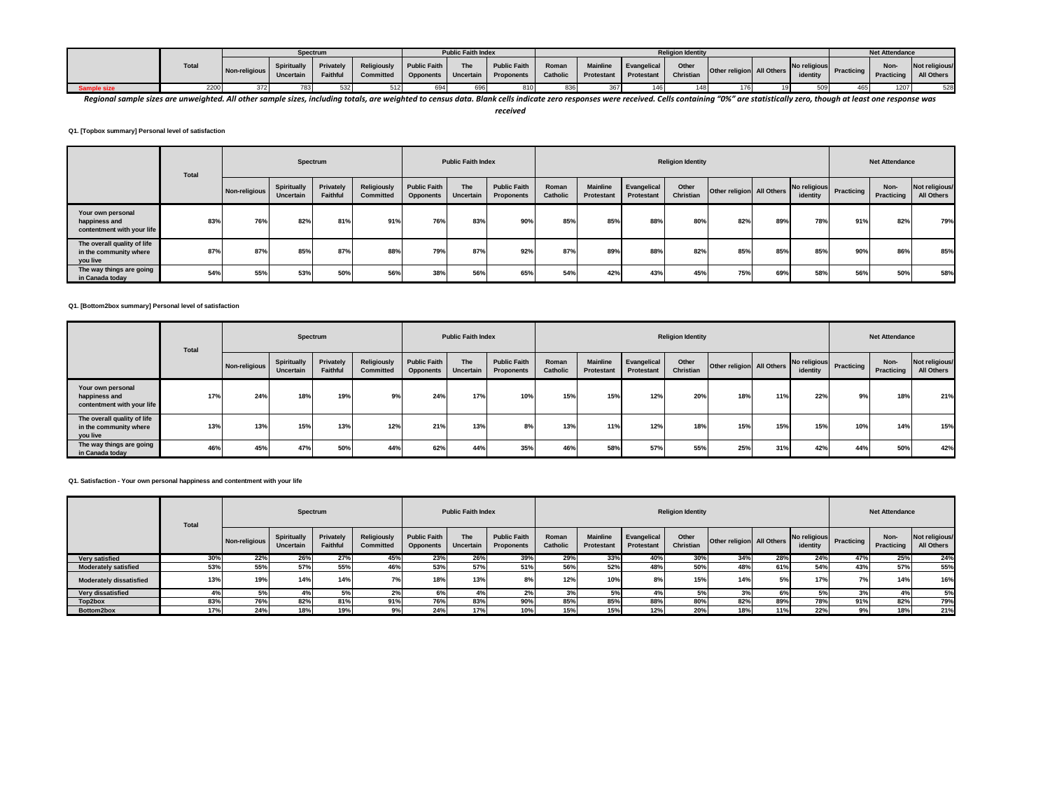| | Total | Spectrum | | | | Public Faith Index | | | Religion Identity | | | | | | | Net Attendance | | |
|---|---|---|---|---|---|---|---|---|---|---|---|---|---|---|---|---|---|---|
| | | Non-religious | Spiritually Uncertain | Privately Faithful | Religiously Committed | Public Faith Opponents | The Uncertain | Public Faith Proponents | Roman Catholic | Mainline Protestant | Evangelical Protestant | Other Christian | Other religion | All Others | No religious identity | Practicing | Non-Practicing | Not religious/ All Others |
| Sample size | 2200 | 372 | 783 | 532 | 512 | 694 | 696 | 810 | 836 | 367 | 146 | 148 | 176 | 19 | 509 | 465 | 1207 | 528 |

*Regional sample sizes are unweighted. All other sample sizes, including totals, are weighted to census data. Blank cells indicate zero responses were received. Cells containing "0%" are statistically zero, though at least one response was received*

**Q1. [Topbox summary] Personal level of satisfaction**

| | Total | Spectrum | | | | Public Faith Index | | | Religion Identity | | | | | | | Net Attendance | | |
|---|---|---|---|---|---|---|---|---|---|---|---|---|---|---|---|---|---|---|
| | | Non-religious | Spiritually Uncertain | Privately Faithful | Religiously Committed | Public Faith Opponents | The Uncertain | Public Faith Proponents | Roman Catholic | Mainline Protestant | Evangelical Protestant | Other Christian | Other religion | All Others | No religious identity | Practicing | Non-Practicing | Not religious/ All Others |
| Your own personal happiness and contentment with your life | 83% | 76% | 82% | 81% | 91% | 76% | 83% | 90% | 85% | 85% | 88% | 80% | 82% | 89% | 78% | 91% | 82% | 79% |
| The overall quality of life in the community where you live | 87% | 87% | 85% | 87% | 88% | 79% | 87% | 92% | 87% | 89% | 88% | 82% | 85% | 85% | 85% | 90% | 86% | 85% |
| The way things are going in Canada today | 54% | 55% | 53% | 50% | 56% | 38% | 56% | 65% | 54% | 42% | 43% | 45% | 75% | 69% | 58% | 56% | 50% | 58% |

**Q1. [Bottom2box summary] Personal level of satisfaction**

| | Total | Spectrum | | | | Public Faith Index | | | Religion Identity | | | | | | | Net Attendance | | |
|---|---|---|---|---|---|---|---|---|---|---|---|---|---|---|---|---|---|---|
| | | Non-religious | Spiritually Uncertain | Privately Faithful | Religiously Committed | Public Faith Opponents | The Uncertain | Public Faith Proponents | Roman Catholic | Mainline Protestant | Evangelical Protestant | Other Christian | Other religion | All Others | No religious identity | Practicing | Non-Practicing | Not religious/ All Others |
| Your own personal happiness and contentment with your life | 17% | 24% | 18% | 19% | 9% | 24% | 17% | 10% | 15% | 15% | 12% | 20% | 18% | 11% | 22% | 9% | 18% | 21% |
| The overall quality of life in the community where you live | 13% | 13% | 15% | 13% | 12% | 21% | 13% | 8% | 13% | 11% | 12% | 18% | 15% | 15% | 15% | 10% | 14% | 15% |
| The way things are going in Canada today | 46% | 45% | 47% | 50% | 44% | 62% | 44% | 35% | 46% | 58% | 57% | 55% | 25% | 31% | 42% | 44% | 50% | 42% |

**Q1. Satisfaction - Your own personal happiness and contentment with your life**

| | Total | Spectrum | | | | Public Faith Index | | | Religion Identity | | | | | | | Net Attendance | | |
|---|---|---|---|---|---|---|---|---|---|---|---|---|---|---|---|---|---|---|
| | | Non-religious | Spiritually Uncertain | Privately Faithful | Religiously Committed | Public Faith Opponents | The Uncertain | Public Faith Proponents | Roman Catholic | Mainline Protestant | Evangelical Protestant | Other Christian | Other religion | All Others | No religious identity | Practicing | Non-Practicing | Not religious/ All Others |
| Very satisfied | 30% | 22% | 26% | 27% | 45% | 23% | 26% | 39% | 29% | 33% | 40% | 30% | 34% | 28% | 24% | 47% | 25% | 24% |
| Moderately satisfied | 53% | 55% | 57% | 55% | 46% | 53% | 57% | 51% | 56% | 52% | 48% | 50% | 48% | 61% | 54% | 43% | 57% | 55% |
| Moderately dissatisfied | 13% | 19% | 14% | 14% | 7% | 18% | 13% | 8% | 12% | 10% | 8% | 15% | 14% | 5% | 17% | 7% | 14% | 16% |
| Very dissatisfied | 4% | 5% | 4% | 5% | 2% | 6% | 4% | 2% | 3% | 5% | 4% | 5% | 3% | 6% | 5% | 3% | 4% | 5% |
| Top2box | 83% | 76% | 82% | 81% | 91% | 76% | 83% | 90% | 85% | 85% | 88% | 80% | 82% | 89% | 78% | 91% | 82% | 79% |
| Bottom2box | 17% | 24% | 18% | 19% | 9% | 24% | 17% | 10% | 15% | 15% | 12% | 20% | 18% | 11% | 22% | 9% | 18% | 21% |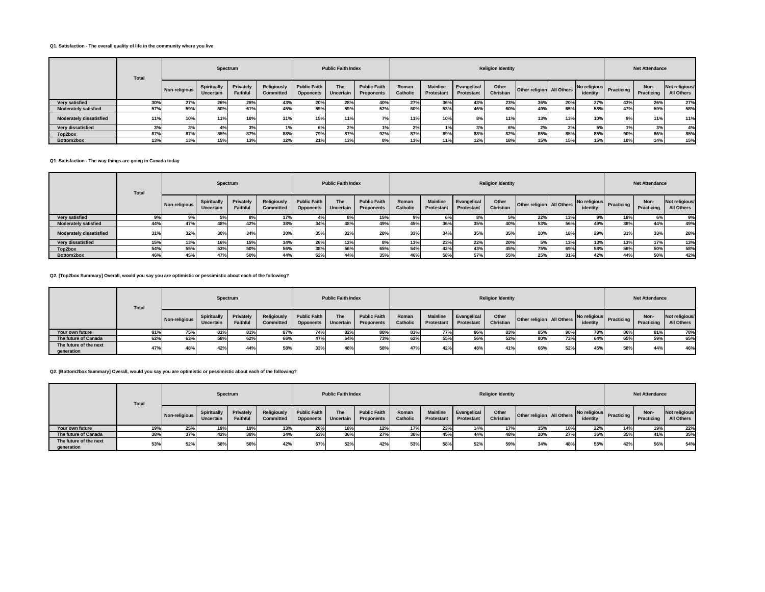**Q1. Satisfaction - The overall quality of life in the community where you live**

| | Total | Spectrum | | | | Public Faith Index | | | Religion Identity | | | | | | | Net Attendance | | |
|---|---|---|---|---|---|---|---|---|---|---|---|---|---|---|---|---|---|---|
| | | Non-religious | Spiritually Uncertain | Privately Faithful | Religiously Committed | Public Faith Opponents | The Uncertain | Public Faith Proponents | Roman Catholic | Mainline Protestant | Evangelical Protestant | Other Christian | Other religion | All Others | No religious identity | Practicing | Non-Practicing | Not religious/ All Others |
| Very satisfied | 30% | 27% | 26% | 26% | 43% | 20% | 28% | 40% | 27% | 36% | 43% | 23% | 36% | 20% | 27% | 43% | 26% | 27% |
| Moderately satisfied | 57% | 59% | 60% | 61% | 45% | 59% | 59% | 52% | 60% | 53% | 46% | 60% | 49% | 65% | 58% | 47% | 59% | 58% |
| Moderately dissatisfied | 11% | 10% | 11% | 10% | 11% | 15% | 11% | 7% | 11% | 10% | 8% | 11% | 13% | 13% | 10% | 9% | 11% | 11% |
| Very dissatisfied | 3% | 3% | 4% | 3% | 1% | 6% | 2% | 1% | 2% | 1% | 3% | 6% | 2% | 2% | 5% | 1% | 3% | 4% |
| Top2box | 87% | 87% | 85% | 87% | 88% | 79% | 87% | 92% | 87% | 89% | 88% | 82% | 85% | 85% | 85% | 90% | 86% | 85% |
| Bottom2box | 13% | 13% | 15% | 13% | 12% | 21% | 13% | 8% | 13% | 11% | 12% | 18% | 15% | 15% | 15% | 10% | 14% | 15% |

**Q1. Satisfaction - The way things are going in Canada today**

| | Total | Spectrum | | | | Public Faith Index | | | Religion Identity | | | | | | | Net Attendance | | |
|---|---|---|---|---|---|---|---|---|---|---|---|---|---|---|---|---|---|---|
| | | Non-religious | Spiritually Uncertain | Privately Faithful | Religiously Committed | Public Faith Opponents | The Uncertain | Public Faith Proponents | Roman Catholic | Mainline Protestant | Evangelical Protestant | Other Christian | Other religion | All Others | No religious identity | Practicing | Non-Practicing | Not religious/ All Others |
| Very satisfied | 9% | 9% | 5% | 8% | 17% | 4% | 8% | 15% | 9% | 6% | 8% | 5% | 22% | 13% | 9% | 18% | 6% | 9% |
| Moderately satisfied | 44% | 47% | 48% | 42% | 38% | 34% | 48% | 49% | 45% | 36% | 35% | 40% | 53% | 56% | 49% | 38% | 44% | 49% |
| Moderately dissatisfied | 31% | 32% | 30% | 34% | 30% | 35% | 32% | 28% | 33% | 34% | 35% | 35% | 20% | 18% | 29% | 31% | 33% | 28% |
| Very dissatisfied | 15% | 13% | 16% | 15% | 14% | 26% | 12% | 8% | 13% | 23% | 22% | 20% | 5% | 13% | 13% | 13% | 17% | 13% |
| Top2box | 54% | 55% | 53% | 50% | 56% | 38% | 56% | 65% | 54% | 42% | 43% | 45% | 75% | 69% | 58% | 56% | 50% | 58% |
| Bottom2box | 46% | 45% | 47% | 50% | 44% | 62% | 44% | 35% | 46% | 58% | 57% | 55% | 25% | 31% | 42% | 44% | 50% | 42% |

**Q2. [Top2box Summary] Overall, would you say you are optimistic or pessimistic about each of the following?**

| | Total | Spectrum | | | | Public Faith Index | | | Religion Identity | | | | | | | Net Attendance | | |
|---|---|---|---|---|---|---|---|---|---|---|---|---|---|---|---|---|---|---|
| | | Non-religious | Spiritually Uncertain | Privately Faithful | Religiously Committed | Public Faith Opponents | The Uncertain | Public Faith Proponents | Roman Catholic | Mainline Protestant | Evangelical Protestant | Other Christian | Other religion | All Others | No religious identity | Practicing | Non-Practicing | Not religious/ All Others |
| Your own future | 81% | 75% | 81% | 81% | 87% | 74% | 82% | 88% | 83% | 77% | 86% | 83% | 85% | 90% | 78% | 86% | 81% | 78% |
| The future of Canada | 62% | 63% | 58% | 62% | 66% | 47% | 64% | 73% | 62% | 55% | 56% | 52% | 80% | 73% | 64% | 65% | 59% | 65% |
| The future of the next generation | 47% | 48% | 42% | 44% | 58% | 33% | 48% | 58% | 47% | 42% | 48% | 41% | 66% | 52% | 45% | 58% | 44% | 46% |

**Q2. [Bottom2box Summary] Overall, would you say you are optimistic or pessimistic about each of the following?**

| | Total | Spectrum | | | | Public Faith Index | | | Religion Identity | | | | | | | Net Attendance | | |
|---|---|---|---|---|---|---|---|---|---|---|---|---|---|---|---|---|---|---|
| | | Non-religious | Spiritually Uncertain | Privately Faithful | Religiously Committed | Public Faith Opponents | The Uncertain | Public Faith Proponents | Roman Catholic | Mainline Protestant | Evangelical Protestant | Other Christian | Other religion | All Others | No religious identity | Practicing | Non-Practicing | Not religious/ All Others |
| Your own future | 19% | 25% | 19% | 19% | 13% | 26% | 18% | 12% | 17% | 23% | 14% | 17% | 15% | 10% | 22% | 14% | 19% | 22% |
| The future of Canada | 38% | 37% | 42% | 38% | 34% | 53% | 36% | 27% | 38% | 45% | 44% | 48% | 20% | 27% | 36% | 35% | 41% | 35% |
| The future of the next generation | 53% | 52% | 58% | 56% | 42% | 67% | 52% | 42% | 53% | 58% | 52% | 59% | 34% | 48% | 55% | 42% | 56% | 54% |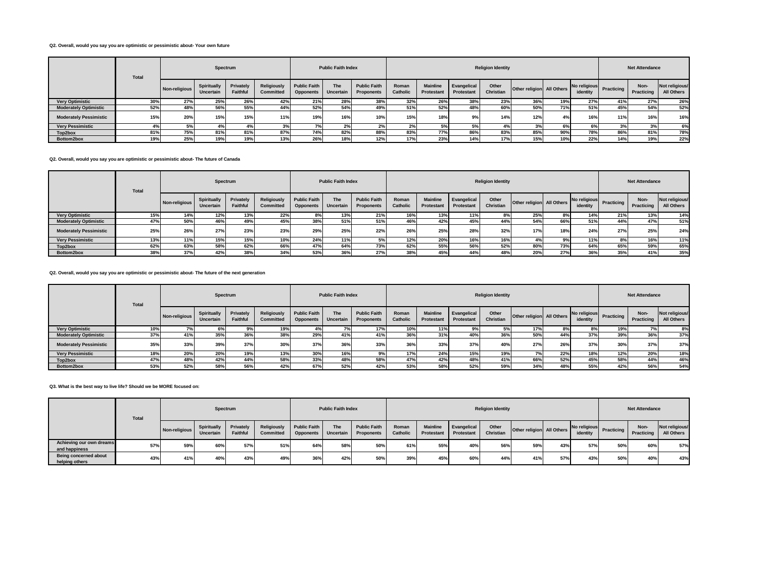**Q2. Overall, would you say you are optimistic or pessimistic about- Your own future**

| | Total | Spectrum | | | | Public Faith Index | | | Religion Identity | | | | | | | Net Attendance | | |
|---|---|---|---|---|---|---|---|---|---|---|---|---|---|---|---|---|---|---|
| | | Non-religious | Spiritually Uncertain | Privately Faithful | Religiously Committed | Public Faith Opponents | The Uncertain | Public Faith Proponents | Roman Catholic | Mainline Protestant | Evangelical Protestant | Other Christian | Other religion | All Others | No religious identity | Practicing | Non-Practicing | Not religious/ All Others |
| Very Optimistic | 30% | 27% | 25% | 26% | 42% | 21% | 28% | 38% | 32% | 26% | 38% | 23% | 36% | 19% | 27% | 41% | 27% | 26% |
| Moderately Optimistic | 52% | 48% | 56% | 55% | 44% | 52% | 54% | 49% | 51% | 52% | 48% | 60% | 50% | 71% | 51% | 45% | 54% | 52% |
| Moderately Pessimistic | 15% | 20% | 15% | 15% | 11% | 19% | 16% | 10% | 15% | 18% | 9% | 14% | 12% | 4% | 16% | 11% | 16% | 16% |
| Very Pessimistic | 4% | 5% | 4% | 4% | 3% | 7% | 2% | 2% | 2% | 5% | 5% | 4% | 3% | 6% | 6% | 3% | 3% | 6% |
| Top2box | 81% | 75% | 81% | 81% | 87% | 74% | 82% | 88% | 83% | 77% | 86% | 83% | 85% | 90% | 78% | 86% | 81% | 78% |
| Bottom2box | 19% | 25% | 19% | 19% | 13% | 26% | 18% | 12% | 17% | 23% | 14% | 17% | 15% | 10% | 22% | 14% | 19% | 22% |

**Q2. Overall, would you say you are optimistic or pessimistic about- The future of Canada**

| | Total | Spectrum | | | | Public Faith Index | | | Religion Identity | | | | | | | Net Attendance | | |
|---|---|---|---|---|---|---|---|---|---|---|---|---|---|---|---|---|---|---|
| | | Non-religious | Spiritually Uncertain | Privately Faithful | Religiously Committed | Public Faith Opponents | The Uncertain | Public Faith Proponents | Roman Catholic | Mainline Protestant | Evangelical Protestant | Other Christian | Other religion | All Others | No religious identity | Practicing | Non-Practicing | Not religious/ All Others |
| Very Optimistic | 15% | 14% | 12% | 13% | 22% | 8% | 13% | 21% | 16% | 13% | 11% | 8% | 25% | 8% | 14% | 21% | 13% | 14% |
| Moderately Optimistic | 47% | 50% | 46% | 49% | 45% | 38% | 51% | 51% | 46% | 42% | 45% | 44% | 54% | 66% | 51% | 44% | 47% | 51% |
| Moderately Pessimistic | 25% | 26% | 27% | 23% | 23% | 29% | 25% | 22% | 26% | 25% | 28% | 32% | 17% | 18% | 24% | 27% | 25% | 24% |
| Very Pessimistic | 13% | 11% | 15% | 15% | 10% | 24% | 11% | 5% | 12% | 20% | 16% | 16% | 4% | 9% | 11% | 8% | 16% | 11% |
| Top2box | 62% | 63% | 58% | 62% | 66% | 47% | 64% | 73% | 62% | 55% | 56% | 52% | 80% | 73% | 64% | 65% | 59% | 65% |
| Bottom2box | 38% | 37% | 42% | 38% | 34% | 53% | 36% | 27% | 38% | 45% | 44% | 48% | 20% | 27% | 36% | 35% | 41% | 35% |

**Q2. Overall, would you say you are optimistic or pessimistic about- The future of the next generation**

| | Total | Spectrum | | | | Public Faith Index | | | Religion Identity | | | | | | | Net Attendance | | |
|---|---|---|---|---|---|---|---|---|---|---|---|---|---|---|---|---|---|---|
| | | Non-religious | Spiritually Uncertain | Privately Faithful | Religiously Committed | Public Faith Opponents | The Uncertain | Public Faith Proponents | Roman Catholic | Mainline Protestant | Evangelical Protestant | Other Christian | Other religion | All Others | No religious identity | Practicing | Non-Practicing | Not religious/ All Others |
| Very Optimistic | 10% | 7% | 6% | 9% | 19% | 4% | 7% | 17% | 10% | 11% | 9% | 5% | 17% | 8% | 8% | 19% | 7% | 8% |
| Moderately Optimistic | 37% | 41% | 35% | 36% | 38% | 29% | 41% | 41% | 36% | 31% | 40% | 36% | 50% | 44% | 37% | 39% | 36% | 37% |
| Moderately Pessimistic | 35% | 33% | 39% | 37% | 30% | 37% | 36% | 33% | 36% | 33% | 37% | 40% | 27% | 26% | 37% | 30% | 37% | 37% |
| Very Pessimistic | 18% | 20% | 20% | 19% | 13% | 30% | 16% | 9% | 17% | 24% | 15% | 19% | 7% | 22% | 18% | 12% | 20% | 18% |
| Top2box | 47% | 48% | 42% | 44% | 58% | 33% | 48% | 58% | 47% | 42% | 48% | 41% | 66% | 52% | 45% | 58% | 44% | 46% |
| Bottom2box | 53% | 52% | 58% | 56% | 42% | 67% | 52% | 42% | 53% | 58% | 52% | 59% | 34% | 48% | 55% | 42% | 56% | 54% |

**Q3. What is the best way to live life? Should we be MORE focused on:**

| | Total | Spectrum | | | | Public Faith Index | | | Religion Identity | | | | | | | Net Attendance | | |
|---|---|---|---|---|---|---|---|---|---|---|---|---|---|---|---|---|---|---|
| | | Non-religious | Spiritually Uncertain | Privately Faithful | Religiously Committed | Public Faith Opponents | The Uncertain | Public Faith Proponents | Roman Catholic | Mainline Protestant | Evangelical Protestant | Other Christian | Other religion | All Others | No religious identity | Practicing | Non-Practicing | Not religious/ All Others |
| Achieving our own dreams and happiness | 57% | 59% | 60% | 57% | 51% | 64% | 58% | 50% | 61% | 55% | 40% | 56% | 59% | 43% | 57% | 50% | 60% | 57% |
| Being concerned about helping others | 43% | 41% | 40% | 43% | 49% | 36% | 42% | 50% | 39% | 45% | 60% | 44% | 41% | 57% | 43% | 50% | 40% | 43% |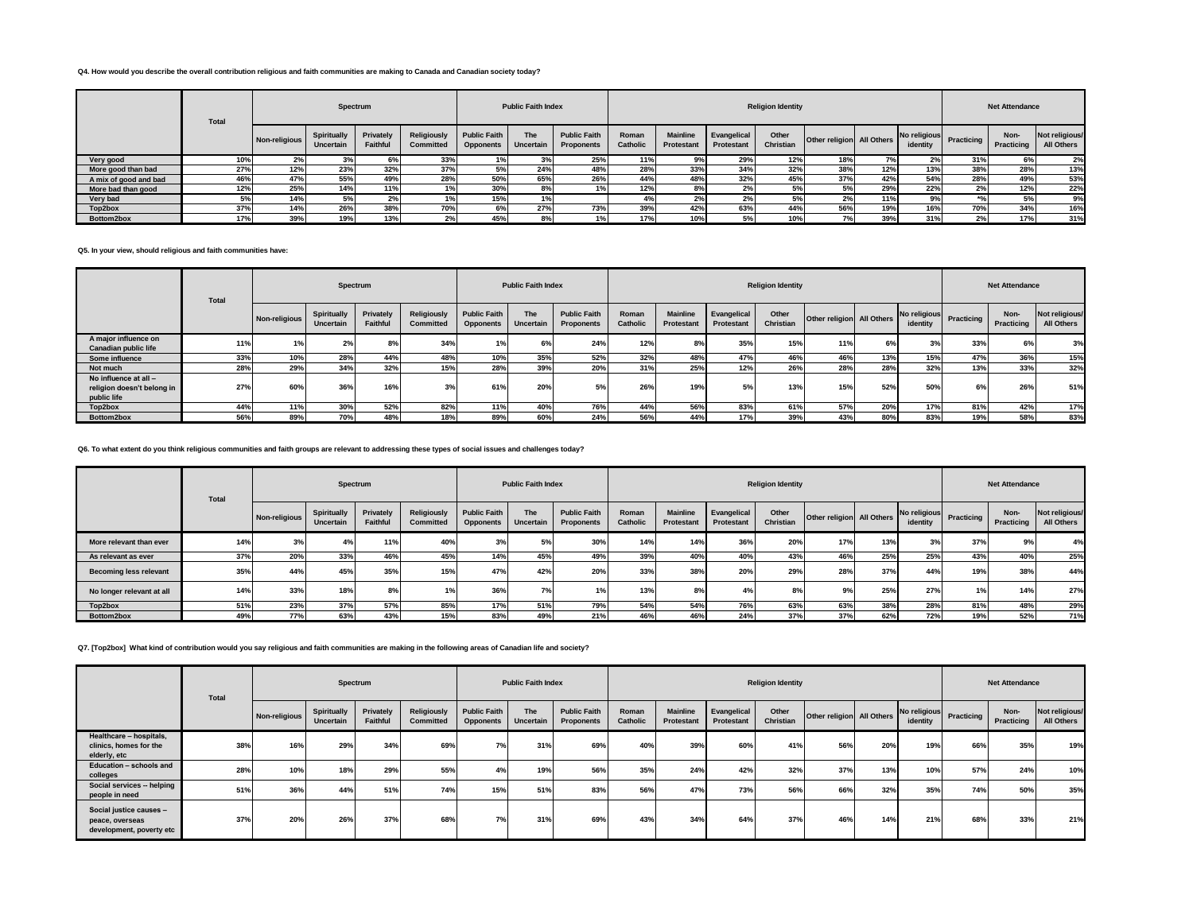**Q4. How would you describe the overall contribution religious and faith communities are making to Canada and Canadian society today?**

| | Total | Spectrum | | | | Public Faith Index | | | Religion Identity | | | | | | | Net Attendance | | |
|---|---|---|---|---|---|---|---|---|---|---|---|---|---|---|---|---|---|---|
| | | Non-religious | Spiritually Uncertain | Privately Faithful | Religiously Committed | Public Faith Opponents | The Uncertain | Public Faith Proponents | Roman Catholic | Mainline Protestant | Evangelical Protestant | Other Christian | Other religion | All Others | No religious identity | Practicing | Non-Practicing | Not religious/ All Others |
| Very good | 10% | 2% | 3% | 6% | 33% | 1% | 3% | 25% | 11% | 9% | 29% | 12% | 18% | 7% | 2% | 31% | 6% | 2% |
| More good than bad | 27% | 12% | 23% | 32% | 37% | 5% | 24% | 48% | 28% | 33% | 34% | 32% | 38% | 12% | 13% | 38% | 28% | 13% |
| A mix of good and bad | 46% | 47% | 55% | 49% | 28% | 50% | 65% | 26% | 44% | 48% | 32% | 45% | 37% | 42% | 54% | 28% | 49% | 53% |
| More bad than good | 12% | 25% | 14% | 11% | 1% | 30% | 8% | 1% | 12% | 8% | 2% | 5% | 5% | 29% | 22% | 2% | 12% | 22% |
| Very bad | 5% | 14% | 5% | 2% | 1% | 15% | 1% | | 4% | 2% | 2% | 5% | 2% | 11% | 9% | *% | 5% | 9% |
| Top2box | 37% | 14% | 26% | 38% | 70% | 6% | 27% | 73% | 39% | 42% | 63% | 44% | 56% | 19% | 16% | 70% | 34% | 16% |
| Bottom2box | 17% | 39% | 19% | 13% | 2% | 45% | 8% | 1% | 17% | 10% | 5% | 10% | 7% | 39% | 31% | 2% | 17% | 31% |

**Q5. In your view, should religious and faith communities have:**

| | Total | Spectrum | | | | Public Faith Index | | | Religion Identity | | | | | | | Net Attendance | | |
|---|---|---|---|---|---|---|---|---|---|---|---|---|---|---|---|---|---|---|
| | | Non-religious | Spiritually Uncertain | Privately Faithful | Religiously Committed | Public Faith Opponents | The Uncertain | Public Faith Proponents | Roman Catholic | Mainline Protestant | Evangelical Protestant | Other Christian | Other religion | All Others | No religious identity | Practicing | Non-Practicing | Not religious/ All Others |
| A major influence on Canadian public life | 11% | 1% | 2% | 8% | 34% | 1% | 6% | 24% | 12% | 8% | 35% | 15% | 11% | 6% | 3% | 33% | 6% | 3% |
| Some influence | 33% | 10% | 28% | 44% | 48% | 10% | 35% | 52% | 32% | 48% | 47% | 46% | 46% | 13% | 15% | 47% | 36% | 15% |
| Not much | 28% | 29% | 34% | 32% | 15% | 28% | 39% | 20% | 31% | 25% | 12% | 26% | 28% | 28% | 32% | 13% | 33% | 32% |
| No influence at all – religion doesn't belong in public life | 27% | 60% | 36% | 16% | 3% | 61% | 20% | 5% | 26% | 19% | 5% | 13% | 15% | 52% | 50% | 6% | 26% | 51% |
| Top2box | 44% | 11% | 30% | 52% | 82% | 11% | 40% | 76% | 44% | 56% | 83% | 61% | 57% | 20% | 17% | 81% | 42% | 17% |
| Bottom2box | 56% | 89% | 70% | 48% | 18% | 89% | 60% | 24% | 56% | 44% | 17% | 39% | 43% | 80% | 83% | 19% | 58% | 83% |

**Q6. To what extent do you think religious communities and faith groups are relevant to addressing these types of social issues and challenges today?**

| | Total | Spectrum | | | | Public Faith Index | | | Religion Identity | | | | | | | Net Attendance | | |
|---|---|---|---|---|---|---|---|---|---|---|---|---|---|---|---|---|---|---|
| | | Non-religious | Spiritually Uncertain | Privately Faithful | Religiously Committed | Public Faith Opponents | The Uncertain | Public Faith Proponents | Roman Catholic | Mainline Protestant | Evangelical Protestant | Other Christian | Other religion | All Others | No religious identity | Practicing | Non-Practicing | Not religious/ All Others |
| More relevant than ever | 14% | 3% | 4% | 11% | 40% | 3% | 5% | 30% | 14% | 14% | 36% | 20% | 17% | 13% | 3% | 37% | 9% | 4% |
| As relevant as ever | 37% | 20% | 33% | 46% | 45% | 14% | 45% | 49% | 39% | 40% | 40% | 43% | 46% | 25% | 25% | 43% | 40% | 25% |
| Becoming less relevant | 35% | 44% | 45% | 35% | 15% | 47% | 42% | 20% | 33% | 38% | 20% | 29% | 28% | 37% | 44% | 19% | 38% | 44% |
| No longer relevant at all | 14% | 33% | 18% | 8% | 1% | 36% | 7% | 1% | 13% | 8% | 4% | 8% | 9% | 25% | 27% | 1% | 14% | 27% |
| Top2box | 51% | 23% | 37% | 57% | 85% | 17% | 51% | 79% | 54% | 54% | 76% | 63% | 63% | 38% | 28% | 81% | 48% | 29% |
| Bottom2box | 49% | 77% | 63% | 43% | 15% | 83% | 49% | 21% | 46% | 46% | 24% | 37% | 37% | 62% | 72% | 19% | 52% | 71% |

**Q7. [Top2box] What kind of contribution would you say religious and faith communities are making in the following areas of Canadian life and society?**

| | Total | Spectrum | | | | Public Faith Index | | | Religion Identity | | | | | | | Net Attendance | | |
|---|---|---|---|---|---|---|---|---|---|---|---|---|---|---|---|---|---|---|
| | | Non-religious | Spiritually Uncertain | Privately Faithful | Religiously Committed | Public Faith Opponents | The Uncertain | Public Faith Proponents | Roman Catholic | Mainline Protestant | Evangelical Protestant | Other Christian | Other religion | All Others | No religious identity | Practicing | Non-Practicing | Not religious/ All Others |
| Healthcare – hospitals, clinics, homes for the elderly, etc | 38% | 16% | 29% | 34% | 69% | 7% | 31% | 69% | 40% | 39% | 60% | 41% | 56% | 20% | 19% | 66% | 35% | 19% |
| Education – schools and colleges | 28% | 10% | 18% | 29% | 55% | 4% | 19% | 56% | 35% | 24% | 42% | 32% | 37% | 13% | 10% | 57% | 24% | 10% |
| Social services -- helping people in need | 51% | 36% | 44% | 51% | 74% | 15% | 51% | 83% | 56% | 47% | 73% | 56% | 66% | 32% | 35% | 74% | 50% | 35% |
| Social justice causes – peace, overseas development, poverty etc | 37% | 20% | 26% | 37% | 68% | 7% | 31% | 69% | 43% | 34% | 64% | 37% | 46% | 14% | 21% | 68% | 33% | 21% |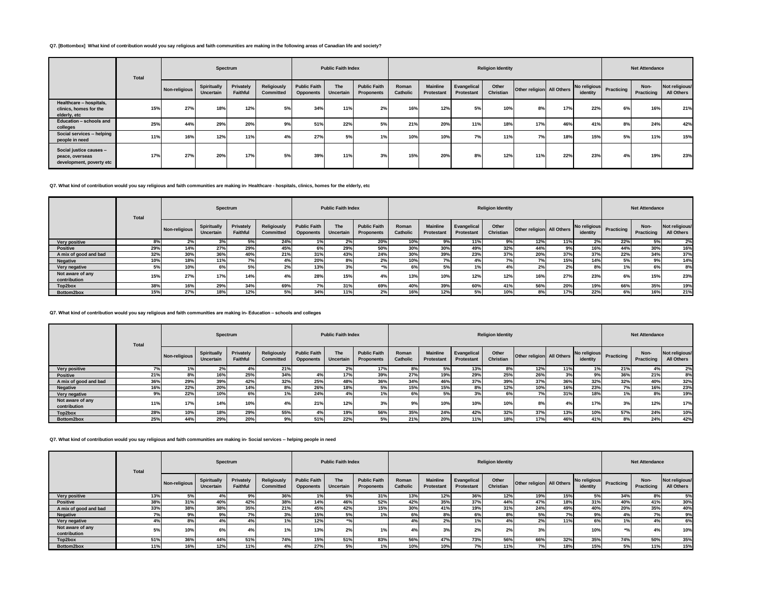**Q7. [Bottombox] What kind of contribution would you say religious and faith communities are making in the following areas of Canadian life and society?**

| | Total | Spectrum | | | | Public Faith Index | | | Religion Identity | | | | | | | Net Attendance | | |
|---|---|---|---|---|---|---|---|---|---|---|---|---|---|---|---|---|---|---|
| | | Non-religious | Spiritually Uncertain | Privately Faithful | Religiously Committed | Public Faith Opponents | The Uncertain | Public Faith Proponents | Roman Catholic | Mainline Protestant | Evangelical Protestant | Other Christian | Other religion | All Others | No religious identity | Practicing | Non-Practicing | Not religious/ All Others |
| Healthcare – hospitals, clinics, homes for the elderly, etc | 15% | 27% | 18% | 12% | 5% | 34% | 11% | 2% | 16% | 12% | 5% | 10% | 8% | 17% | 22% | 6% | 16% | 21% |
| Education – schools and colleges | 25% | 44% | 29% | 20% | 9% | 51% | 22% | 5% | 21% | 20% | 11% | 18% | 17% | 46% | 41% | 8% | 24% | 42% |
| Social services -- helping people in need | 11% | 16% | 12% | 11% | 4% | 27% | 5% | 1% | 10% | 10% | 7% | 11% | 7% | 18% | 15% | 5% | 11% | 15% |
| Social justice causes – peace, overseas development, poverty etc | 17% | 27% | 20% | 17% | 5% | 39% | 11% | 3% | 15% | 20% | 8% | 12% | 11% | 22% | 23% | 4% | 19% | 23% |

**Q7. What kind of contribution would you say religious and faith communities are making in- Healthcare - hospitals, clinics, homes for the elderly, etc**

| | Total | Spectrum | | | | Public Faith Index | | | Religion Identity | | | | | | | Net Attendance | | |
|---|---|---|---|---|---|---|---|---|---|---|---|---|---|---|---|---|---|---|
| | | Non-religious | Spiritually Uncertain | Privately Faithful | Religiously Committed | Public Faith Opponents | The Uncertain | Public Faith Proponents | Roman Catholic | Mainline Protestant | Evangelical Protestant | Other Christian | Other religion | All Others | No religious identity | Practicing | Non-Practicing | Not religious/ All Others |
| Very positive | 8% | 2% | 3% | 5% | 24% | 1% | 2% | 20% | 10% | 9% | 11% | 9% | 12% | 11% | 2% | 22% | 5% | 2% |
| Positive | 29% | 14% | 27% | 29% | 45% | 6% | 29% | 50% | 30% | 30% | 49% | 32% | 44% | 9% | 16% | 44% | 30% | 16% |
| A mix of good and bad | 32% | 30% | 36% | 40% | 21% | 31% | 43% | 24% | 30% | 39% | 23% | 37% | 20% | 37% | 37% | 22% | 34% | 37% |
| Negative | 10% | 18% | 11% | 7% | 4% | 20% | 8% | 2% | 10% | 7% | 4% | 7% | 7% | 15% | 14% | 5% | 9% | 14% |
| Very negative | 5% | 10% | 6% | 5% | 2% | 13% | 3% | *% | 6% | 5% | 1% | 4% | 2% | 2% | 8% | 1% | 6% | 8% |
| Not aware of any contribution | 15% | 27% | 17% | 14% | 4% | 28% | 15% | 4% | 13% | 10% | 12% | 12% | 16% | 27% | 23% | 6% | 15% | 23% |
| Top2box | 38% | 16% | 29% | 34% | 69% | 7% | 31% | 69% | 40% | 39% | 60% | 41% | 56% | 20% | 19% | 66% | 35% | 19% |
| Bottom2box | 15% | 27% | 18% | 12% | 5% | 34% | 11% | 2% | 16% | 12% | 5% | 10% | 8% | 17% | 22% | 6% | 16% | 21% |

**Q7. What kind of contribution would you say religious and faith communities are making in- Education – schools and colleges**

| | Total | Spectrum | | | | Public Faith Index | | | Religion Identity | | | | | | | Net Attendance | | |
|---|---|---|---|---|---|---|---|---|---|---|---|---|---|---|---|---|---|---|
| | | Non-religious | Spiritually Uncertain | Privately Faithful | Religiously Committed | Public Faith Opponents | The Uncertain | Public Faith Proponents | Roman Catholic | Mainline Protestant | Evangelical Protestant | Other Christian | Other religion | All Others | No religious identity | Practicing | Non-Practicing | Not religious/ All Others |
| Very positive | 7% | 1% | 2% | 4% | 21% | | 2% | 17% | 8% | 5% | 13% | 8% | 12% | 11% | 1% | 21% | 4% | 2% |
| Positive | 21% | 8% | 16% | 25% | 34% | 4% | 17% | 39% | 27% | 19% | 29% | 25% | 26% | 3% | 9% | 36% | 21% | 8% |
| A mix of good and bad | 36% | 29% | 39% | 42% | 32% | 25% | 48% | 36% | 34% | 46% | 37% | 39% | 37% | 36% | 32% | 32% | 40% | 32% |
| Negative | 16% | 22% | 20% | 14% | 8% | 26% | 18% | 5% | 15% | 15% | 8% | 12% | 10% | 16% | 23% | 7% | 16% | 23% |
| Very negative | 9% | 22% | 10% | 6% | 1% | 24% | 4% | 1% | 6% | 5% | 3% | 6% | 7% | 31% | 18% | 1% | 8% | 19% |
| Not aware of any contribution | 11% | 17% | 14% | 10% | 4% | 21% | 12% | 3% | 9% | 10% | 10% | 10% | 8% | 4% | 17% | 3% | 12% | 17% |
| Top2box | 28% | 10% | 18% | 29% | 55% | 4% | 19% | 56% | 35% | 24% | 42% | 32% | 37% | 13% | 10% | 57% | 24% | 10% |
| Bottom2box | 25% | 44% | 29% | 20% | 9% | 51% | 22% | 5% | 21% | 20% | 11% | 18% | 17% | 46% | 41% | 8% | 24% | 42% |

**Q7. What kind of contribution would you say religious and faith communities are making in- Social services -- helping people in need**

| | Total | Spectrum | | | | Public Faith Index | | | Religion Identity | | | | | | | Net Attendance | | |
|---|---|---|---|---|---|---|---|---|---|---|---|---|---|---|---|---|---|---|
| | | Non-religious | Spiritually Uncertain | Privately Faithful | Religiously Committed | Public Faith Opponents | The Uncertain | Public Faith Proponents | Roman Catholic | Mainline Protestant | Evangelical Protestant | Other Christian | Other religion | All Others | No religious identity | Practicing | Non-Practicing | Not religious/ All Others |
| Very positive | 13% | 5% | 4% | 9% | 36% | 1% | 5% | 31% | 13% | 12% | 36% | 12% | 19% | 15% | 5% | 34% | 8% | 5% |
| Positive | 38% | 31% | 40% | 42% | 38% | 14% | 46% | 52% | 42% | 35% | 37% | 44% | 47% | 18% | 31% | 40% | 41% | 30% |
| A mix of good and bad | 33% | 38% | 38% | 35% | 21% | 45% | 42% | 15% | 30% | 41% | 19% | 31% | 24% | 49% | 40% | 20% | 35% | 40% |
| Negative | 7% | 9% | 9% | 7% | 3% | 15% | 5% | 1% | 6% | 8% | 6% | 8% | 5% | 7% | 9% | 4% | 7% | 9% |
| Very negative | 4% | 8% | 4% | 4% | 1% | 12% | *% | | 4% | 2% | 1% | 4% | 2% | 11% | 6% | 1% | 4% | 6% |
| Not aware of any contribution | 5% | 10% | 6% | 4% | 1% | 13% | 2% | 1% | 4% | 3% | 2% | 2% | 3% | | 10% | *% | 4% | 10% |
| Top2box | 51% | 36% | 44% | 51% | 74% | 15% | 51% | 83% | 56% | 47% | 73% | 56% | 66% | 32% | 35% | 74% | 50% | 35% |
| Bottom2box | 11% | 16% | 12% | 11% | 4% | 27% | 5% | 1% | 10% | 10% | 7% | 11% | 7% | 18% | 15% | 5% | 11% | 15% |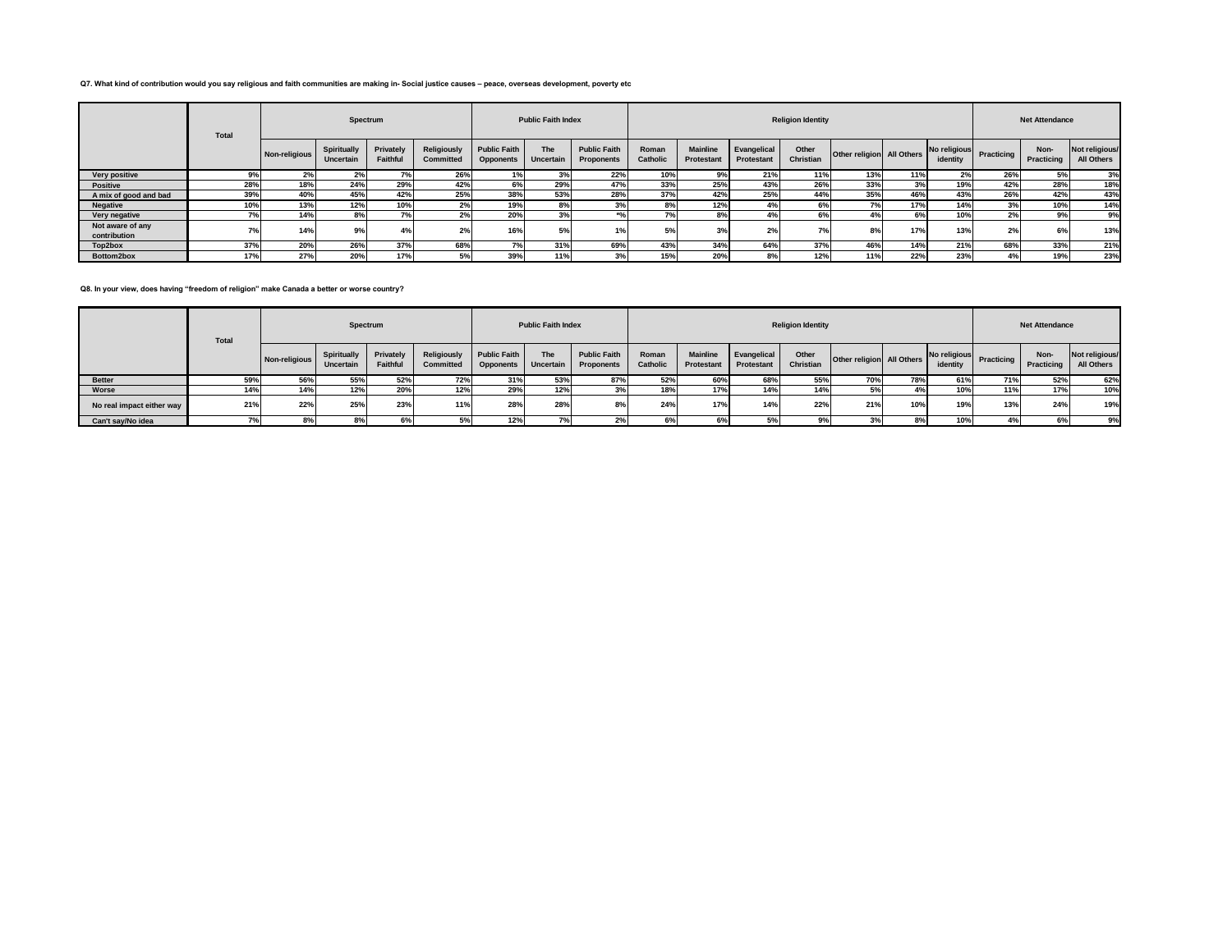**Q7. What kind of contribution would you say religious and faith communities are making in- Social justice causes – peace, overseas development, poverty etc**

| | Total | Spectrum | | | | Public Faith Index | | | Religion Identity | | | | | | | Net Attendance | | |
|---|---|---|---|---|---|---|---|---|---|---|---|---|---|---|---|---|---|---|
| | | Non-religious | Spiritually Uncertain | Privately Faithful | Religiously Committed | Public Faith Opponents | The Uncertain | Public Faith Proponents | Roman Catholic | Mainline Protestant | Evangelical Protestant | Other Christian | Other religion | All Others | No religious identity | Practicing | Non-Practicing | Not religious/ All Others |
| Very positive | 9% | 2% | 2% | 7% | 26% | 1% | 3% | 22% | 10% | 9% | 21% | 11% | 13% | 11% | 2% | 26% | 5% | 3% |
| Positive | 28% | 18% | 24% | 29% | 42% | 6% | 29% | 47% | 33% | 25% | 43% | 26% | 33% | 3% | 19% | 42% | 28% | 18% |
| A mix of good and bad | 39% | 40% | 45% | 42% | 25% | 38% | 53% | 28% | 37% | 42% | 25% | 44% | 35% | 46% | 43% | 26% | 42% | 43% |
| Negative | 10% | 13% | 12% | 10% | 2% | 19% | 8% | 3% | 8% | 12% | 4% | 6% | 7% | 17% | 14% | 3% | 10% | 14% |
| Very negative | 7% | 14% | 8% | 7% | 2% | 20% | 3% | *% | 7% | 8% | 4% | 6% | 4% | 6% | 10% | 2% | 9% | 9% |
| Not aware of any contribution | 7% | 14% | 9% | 4% | 2% | 16% | 5% | 1% | 5% | 3% | 2% | 7% | 8% | 17% | 13% | 2% | 6% | 13% |
| Top2box | 37% | 20% | 26% | 37% | 68% | 7% | 31% | 69% | 43% | 34% | 64% | 37% | 46% | 14% | 21% | 68% | 33% | 21% |
| Bottom2box | 17% | 27% | 20% | 17% | 5% | 39% | 11% | 3% | 15% | 20% | 8% | 12% | 11% | 22% | 23% | 4% | 19% | 23% |

**Q8. In your view, does having "freedom of religion" make Canada a better or worse country?**

| | Total | Spectrum | | | | Public Faith Index | | | Religion Identity | | | | | | | Net Attendance | | |
|---|---|---|---|---|---|---|---|---|---|---|---|---|---|---|---|---|---|---|
| | | Non-religious | Spiritually Uncertain | Privately Faithful | Religiously Committed | Public Faith Opponents | The Uncertain | Public Faith Proponents | Roman Catholic | Mainline Protestant | Evangelical Protestant | Other Christian | Other religion | All Others | No religious identity | Practicing | Non-Practicing | Not religious/ All Others |
| Better | 59% | 56% | 55% | 52% | 72% | 31% | 53% | 87% | 52% | 60% | 68% | 55% | 70% | 78% | 61% | 71% | 52% | 62% |
| Worse | 14% | 14% | 12% | 20% | 12% | 29% | 12% | 3% | 18% | 17% | 14% | 14% | 5% | 4% | 10% | 11% | 17% | 10% |
| No real impact either way | 21% | 22% | 25% | 23% | 11% | 28% | 28% | 8% | 24% | 17% | 14% | 22% | 21% | 10% | 19% | 13% | 24% | 19% |
| Can't say/No idea | 7% | 8% | 8% | 6% | 5% | 12% | 7% | 2% | 6% | 6% | 5% | 9% | 3% | 8% | 10% | 4% | 6% | 9% |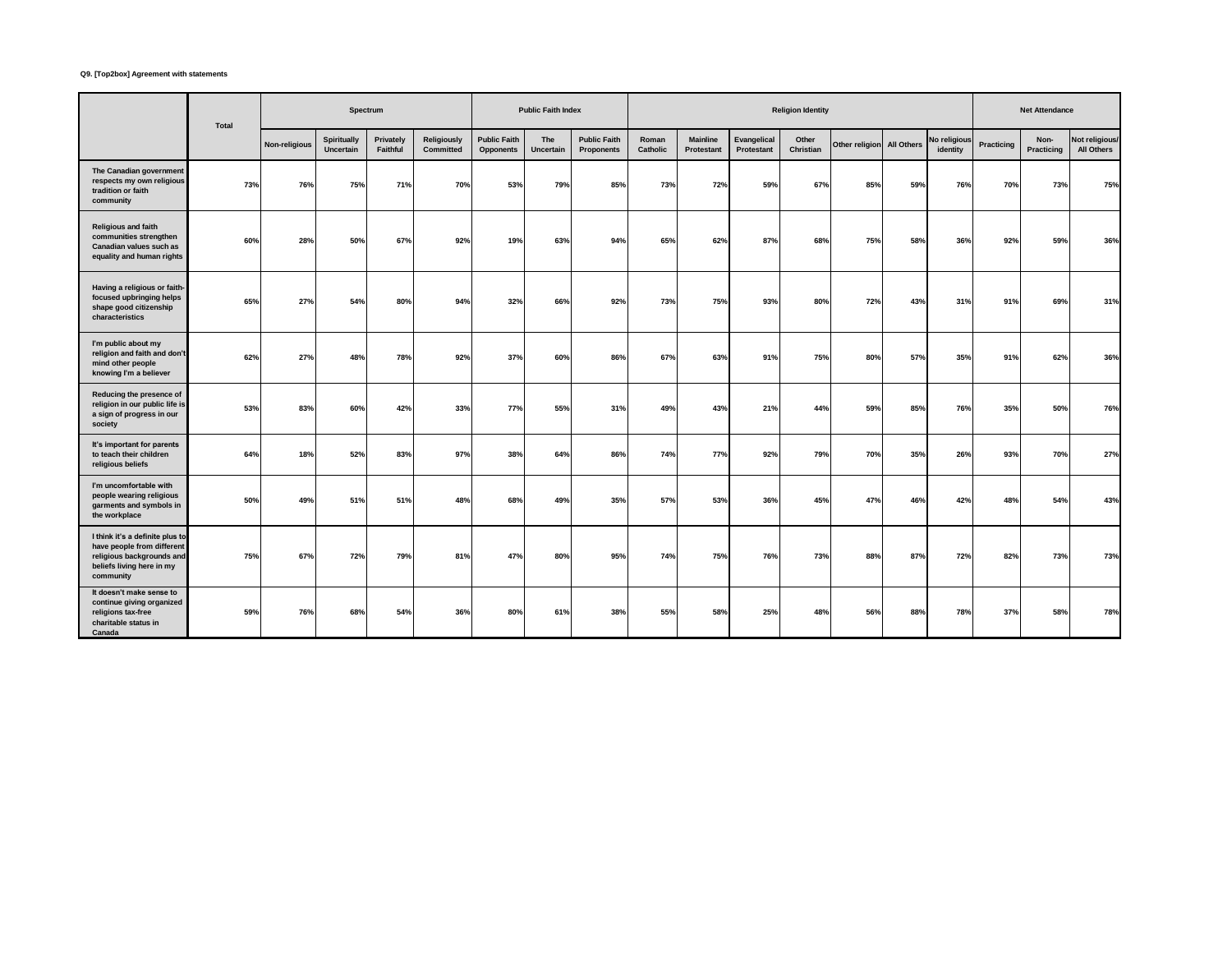**Q9. [Top2box] Agreement with statements**

| | Total | Spectrum | | | | Public Faith Index | | | Religion Identity | | | | | | | Net Attendance | | |
|---|---|---|---|---|---|---|---|---|---|---|---|---|---|---|---|---|---|---|
| | | Non-religious | Spiritually Uncertain | Privately Faithful | Religiously Committed | Public Faith Opponents | The Uncertain | Public Faith Proponents | Roman Catholic | Mainline Protestant | Evangelical Protestant | Other Christian | Other religion | All Others | No religious identity | Practicing | Non-Practicing | Not religious/ All Others |
| The Canadian government respects my own religious tradition or faith community | 73% | 76% | 75% | 71% | 70% | 53% | 79% | 85% | 73% | 72% | 59% | 67% | 85% | 59% | 76% | 70% | 73% | 75% |
| Religious and faith communities strengthen Canadian values such as equality and human rights | 60% | 28% | 50% | 67% | 92% | 19% | 63% | 94% | 65% | 62% | 87% | 68% | 75% | 58% | 36% | 92% | 59% | 36% |
| Having a religious or faith-focused upbringing helps shape good citizenship characteristics | 65% | 27% | 54% | 80% | 94% | 32% | 66% | 92% | 73% | 75% | 93% | 80% | 72% | 43% | 31% | 91% | 69% | 31% |
| I'm public about my religion and faith and don't mind other people knowing I'm a believer | 62% | 27% | 48% | 78% | 92% | 37% | 60% | 86% | 67% | 63% | 91% | 75% | 80% | 57% | 35% | 91% | 62% | 36% |
| Reducing the presence of religion in our public life is a sign of progress in our society | 53% | 83% | 60% | 42% | 33% | 77% | 55% | 31% | 49% | 43% | 21% | 44% | 59% | 85% | 76% | 35% | 50% | 76% |
| It's important for parents to teach their children religious beliefs | 64% | 18% | 52% | 83% | 97% | 38% | 64% | 86% | 74% | 77% | 92% | 79% | 70% | 35% | 26% | 93% | 70% | 27% |
| I'm uncomfortable with people wearing religious garments and symbols in the workplace | 50% | 49% | 51% | 51% | 48% | 68% | 49% | 35% | 57% | 53% | 36% | 45% | 47% | 46% | 42% | 48% | 54% | 43% |
| I think it's a definite plus to have people from different religious backgrounds and beliefs living here in my community | 75% | 67% | 72% | 79% | 81% | 47% | 80% | 95% | 74% | 75% | 76% | 73% | 88% | 87% | 72% | 82% | 73% | 73% |
| It doesn't make sense to continue giving organized religions tax-free charitable status in Canada | 59% | 76% | 68% | 54% | 36% | 80% | 61% | 38% | 55% | 58% | 25% | 48% | 56% | 88% | 78% | 37% | 58% | 78% |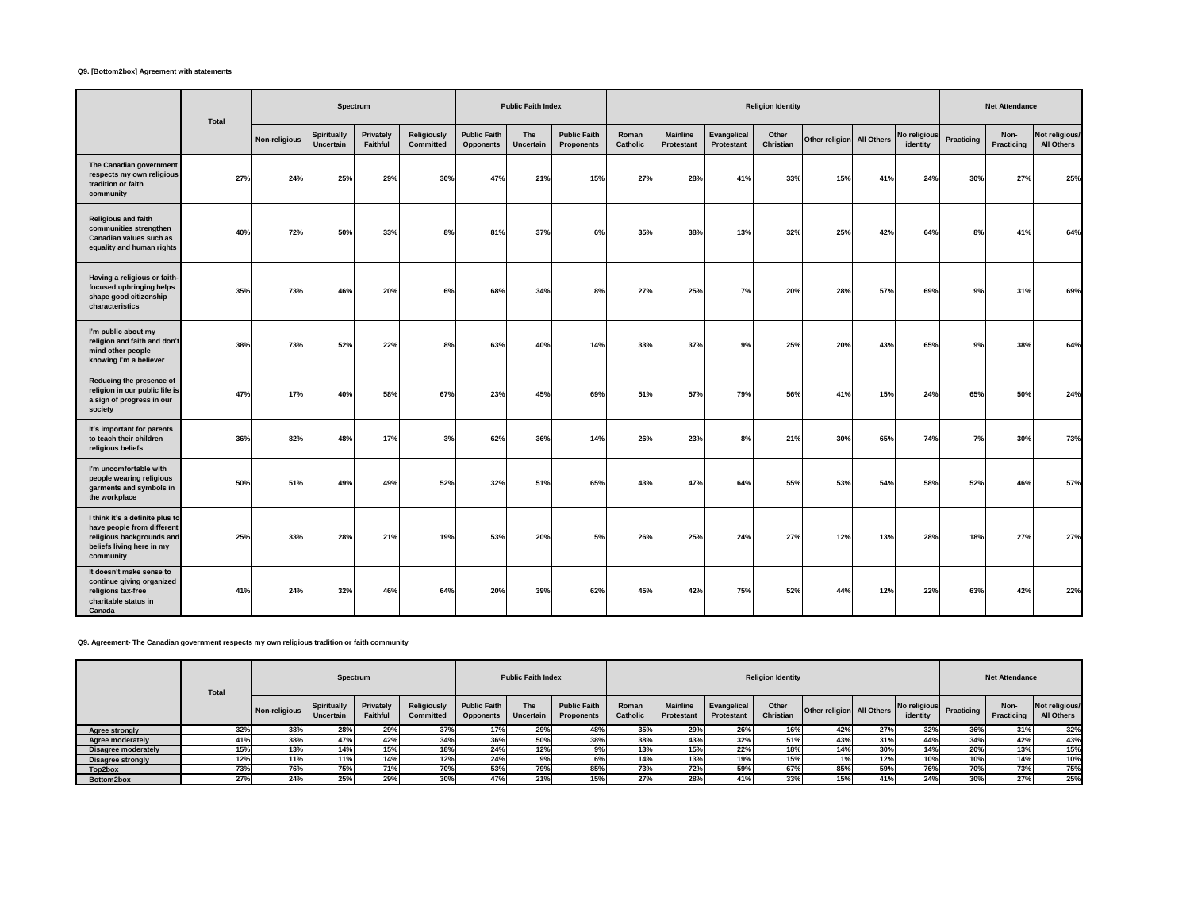**Q9. [Bottom2box] Agreement with statements**

| | Total | Spectrum | | | | Public Faith Index | | | Religion Identity | | | | | | | Net Attendance | | |
|---|---|---|---|---|---|---|---|---|---|---|---|---|---|---|---|---|---|---|
| | | Non-religious | Spiritually Uncertain | Privately Faithful | Religiously Committed | Public Faith Opponents | The Uncertain | Public Faith Proponents | Roman Catholic | Mainline Protestant | Evangelical Protestant | Other Christian | Other religion | All Others | No religious identity | Practicing | Non-Practicing | Not religious/ All Others |
| The Canadian government respects my own religious tradition or faith community | 27% | 24% | 25% | 29% | 30% | 47% | 21% | 15% | 27% | 28% | 41% | 33% | 15% | 41% | 24% | 30% | 27% | 25% |
| Religious and faith communities strengthen Canadian values such as equality and human rights | 40% | 72% | 50% | 33% | 8% | 81% | 37% | 6% | 35% | 38% | 13% | 32% | 25% | 42% | 64% | 8% | 41% | 64% |
| Having a religious or faith-focused upbringing helps shape good citizenship characteristics | 35% | 73% | 46% | 20% | 6% | 68% | 34% | 8% | 27% | 25% | 7% | 20% | 28% | 57% | 69% | 9% | 31% | 69% |
| I'm public about my religion and faith and don't mind other people knowing I'm a believer | 38% | 73% | 52% | 22% | 8% | 63% | 40% | 14% | 33% | 37% | 9% | 25% | 20% | 43% | 65% | 9% | 38% | 64% |
| Reducing the presence of religion in our public life is a sign of progress in our society | 47% | 17% | 40% | 58% | 67% | 23% | 45% | 69% | 51% | 57% | 79% | 56% | 41% | 15% | 24% | 65% | 50% | 24% |
| It's important for parents to teach their children religious beliefs | 36% | 82% | 48% | 17% | 3% | 62% | 36% | 14% | 26% | 23% | 8% | 21% | 30% | 65% | 74% | 7% | 30% | 73% |
| I'm uncomfortable with people wearing religious garments and symbols in the workplace | 50% | 51% | 49% | 49% | 52% | 32% | 51% | 65% | 43% | 47% | 64% | 55% | 53% | 54% | 58% | 52% | 46% | 57% |
| I think it's a definite plus to have people from different religious backgrounds and beliefs living here in my community | 25% | 33% | 28% | 21% | 19% | 53% | 20% | 5% | 26% | 25% | 24% | 27% | 12% | 13% | 28% | 18% | 27% | 27% |
| It doesn't make sense to continue giving organized religions tax-free charitable status in Canada | 41% | 24% | 32% | 46% | 64% | 20% | 39% | 62% | 45% | 42% | 75% | 52% | 44% | 12% | 22% | 63% | 42% | 22% |

**Q9. Agreement- The Canadian government respects my own religious tradition or faith community**

| | Total | Spectrum | | | | Public Faith Index | | | Religion Identity | | | | | | | Net Attendance | | |
|---|---|---|---|---|---|---|---|---|---|---|---|---|---|---|---|---|---|---|
| | | Non-religious | Spiritually Uncertain | Privately Faithful | Religiously Committed | Public Faith Opponents | The Uncertain | Public Faith Proponents | Roman Catholic | Mainline Protestant | Evangelical Protestant | Other Christian | Other religion | All Others | No religious identity | Practicing | Non-Practicing | Not religious/ All Others |
| Agree strongly | 32% | 38% | 28% | 29% | 37% | 17% | 29% | 48% | 35% | 29% | 26% | 16% | 42% | 27% | 32% | 36% | 31% | 32% |
| Agree moderately | 41% | 38% | 47% | 42% | 34% | 36% | 50% | 38% | 38% | 43% | 32% | 51% | 43% | 31% | 44% | 34% | 42% | 43% |
| Disagree moderately | 15% | 13% | 14% | 15% | 18% | 24% | 12% | 9% | 13% | 15% | 22% | 18% | 14% | 30% | 14% | 20% | 13% | 15% |
| Disagree strongly | 12% | 11% | 11% | 14% | 12% | 24% | 9% | 6% | 14% | 13% | 19% | 15% | 1% | 12% | 10% | 10% | 14% | 10% |
| Top2box | 73% | 76% | 75% | 71% | 70% | 53% | 79% | 85% | 73% | 72% | 59% | 67% | 85% | 59% | 76% | 70% | 73% | 75% |
| Bottom2box | 27% | 24% | 25% | 29% | 30% | 47% | 21% | 15% | 27% | 28% | 41% | 33% | 15% | 41% | 24% | 30% | 27% | 25% |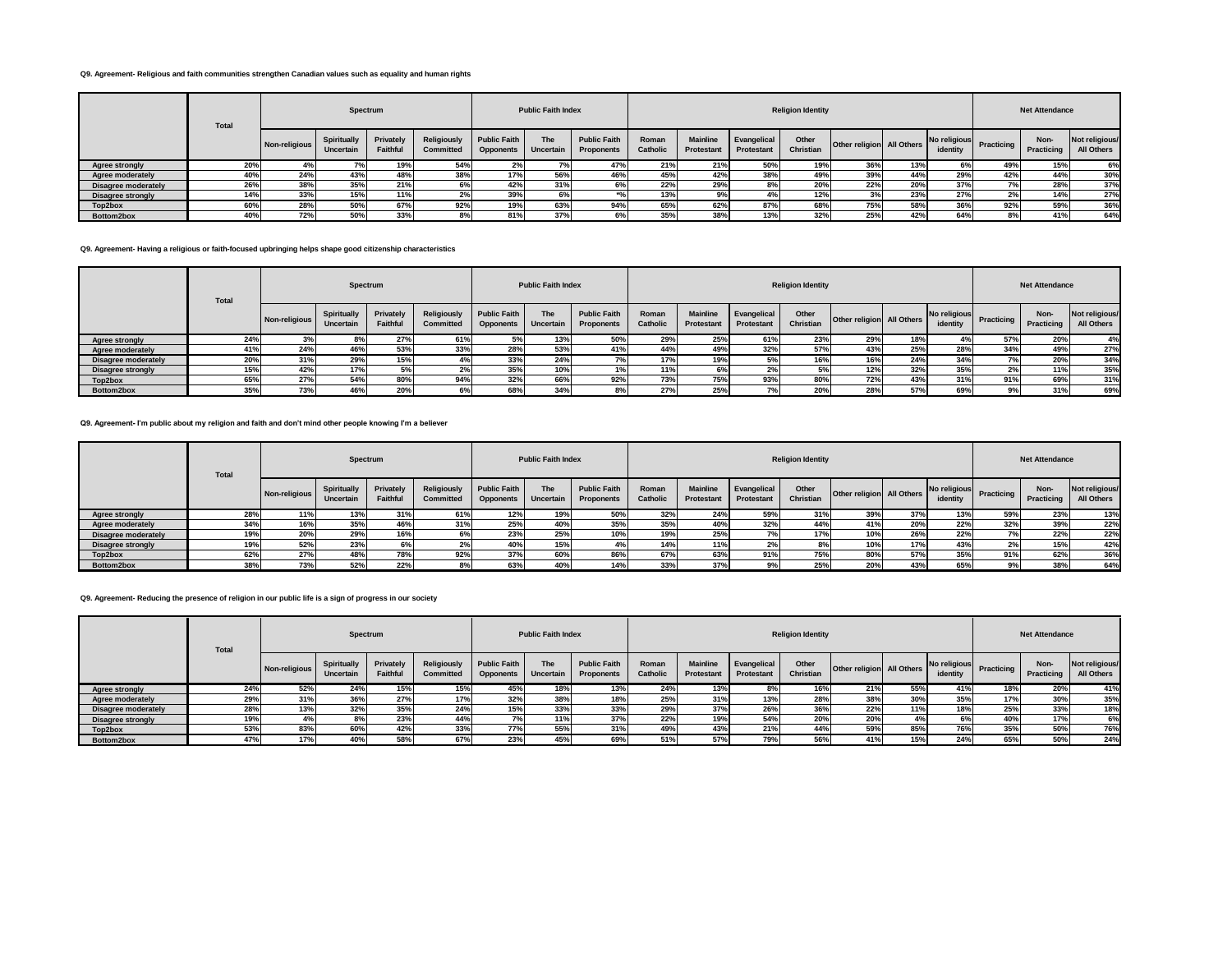**Q9. Agreement- Religious and faith communities strengthen Canadian values such as equality and human rights**

| | Total | Spectrum | | | | Public Faith Index | | | Religion Identity | | | | | | | Net Attendance | | |
|---|---|---|---|---|---|---|---|---|---|---|---|---|---|---|---|---|---|---|
| | | Non-religious | Spiritually Uncertain | Privately Faithful | Religiously Committed | Public Faith Opponents | The Uncertain | Public Faith Proponents | Roman Catholic | Mainline Protestant | Evangelical Protestant | Other Christian | Other religion | All Others | No religious identity | Practicing | Non-Practicing | Not religious/ All Others |
| Agree strongly | 20% | 4% | 7% | 19% | 54% | 2% | 7% | 47% | 21% | 21% | 50% | 19% | 36% | 13% | 6% | 49% | 15% | 6% |
| Agree moderately | 40% | 24% | 43% | 48% | 38% | 17% | 56% | 46% | 45% | 42% | 38% | 49% | 39% | 44% | 29% | 42% | 44% | 30% |
| Disagree moderately | 26% | 38% | 35% | 21% | 6% | 42% | 31% | 6% | 22% | 29% | 8% | 20% | 22% | 20% | 37% | 7% | 28% | 37% |
| Disagree strongly | 14% | 33% | 15% | 11% | 2% | 39% | 6% | *% | 13% | 9% | 4% | 12% | 3% | 23% | 27% | 2% | 14% | 27% |
| Top2box | 60% | 28% | 50% | 67% | 92% | 19% | 63% | 94% | 65% | 62% | 87% | 68% | 75% | 58% | 36% | 92% | 59% | 36% |
| Bottom2box | 40% | 72% | 50% | 33% | 8% | 81% | 37% | 6% | 35% | 38% | 13% | 32% | 25% | 42% | 64% | 8% | 41% | 64% |

**Q9. Agreement- Having a religious or faith-focused upbringing helps shape good citizenship characteristics**

| | Total | Spectrum | | | | Public Faith Index | | | Religion Identity | | | | | | | Net Attendance | | |
|---|---|---|---|---|---|---|---|---|---|---|---|---|---|---|---|---|---|---|
| | | Non-religious | Spiritually Uncertain | Privately Faithful | Religiously Committed | Public Faith Opponents | The Uncertain | Public Faith Proponents | Roman Catholic | Mainline Protestant | Evangelical Protestant | Other Christian | Other religion | All Others | No religious identity | Practicing | Non-Practicing | Not religious/ All Others |
| Agree strongly | 24% | 3% | 8% | 27% | 61% | 5% | 13% | 50% | 29% | 25% | 61% | 23% | 29% | 18% | 4% | 57% | 20% | 4% |
| Agree moderately | 41% | 24% | 46% | 53% | 33% | 28% | 53% | 41% | 44% | 49% | 32% | 57% | 43% | 25% | 28% | 34% | 49% | 27% |
| Disagree moderately | 20% | 31% | 29% | 15% | 4% | 33% | 24% | 7% | 17% | 19% | 5% | 16% | 16% | 24% | 34% | 7% | 20% | 34% |
| Disagree strongly | 15% | 42% | 17% | 5% | 2% | 35% | 10% | 1% | 11% | 6% | 2% | 5% | 12% | 32% | 35% | 2% | 11% | 35% |
| Top2box | 65% | 27% | 54% | 80% | 94% | 32% | 66% | 92% | 73% | 75% | 93% | 80% | 72% | 43% | 31% | 91% | 69% | 31% |
| Bottom2box | 35% | 73% | 46% | 20% | 6% | 68% | 34% | 8% | 27% | 25% | 7% | 20% | 28% | 57% | 69% | 9% | 31% | 69% |

**Q9. Agreement- I'm public about my religion and faith and don't mind other people knowing I'm a believer**

| | Total | Spectrum | | | | Public Faith Index | | | Religion Identity | | | | | | | Net Attendance | | |
|---|---|---|---|---|---|---|---|---|---|---|---|---|---|---|---|---|---|---|
| | | Non-religious | Spiritually Uncertain | Privately Faithful | Religiously Committed | Public Faith Opponents | The Uncertain | Public Faith Proponents | Roman Catholic | Mainline Protestant | Evangelical Protestant | Other Christian | Other religion | All Others | No religious identity | Practicing | Non-Practicing | Not religious/ All Others |
| Agree strongly | 28% | 11% | 13% | 31% | 61% | 12% | 19% | 50% | 32% | 24% | 59% | 31% | 39% | 37% | 13% | 59% | 23% | 13% |
| Agree moderately | 34% | 16% | 35% | 46% | 31% | 25% | 40% | 35% | 35% | 40% | 32% | 44% | 41% | 20% | 22% | 32% | 39% | 22% |
| Disagree moderately | 19% | 20% | 29% | 16% | 6% | 23% | 25% | 10% | 19% | 25% | 7% | 17% | 10% | 26% | 22% | 7% | 22% | 22% |
| Disagree strongly | 19% | 52% | 23% | 6% | 2% | 40% | 15% | 4% | 14% | 11% | 2% | 8% | 10% | 17% | 43% | 2% | 15% | 42% |
| Top2box | 62% | 27% | 48% | 78% | 92% | 37% | 60% | 86% | 67% | 63% | 91% | 75% | 80% | 57% | 35% | 91% | 62% | 36% |
| Bottom2box | 38% | 73% | 52% | 22% | 8% | 63% | 40% | 14% | 33% | 37% | 9% | 25% | 20% | 43% | 65% | 9% | 38% | 64% |

**Q9. Agreement- Reducing the presence of religion in our public life is a sign of progress in our society**

| | Total | Spectrum | | | | Public Faith Index | | | Religion Identity | | | | | | | Net Attendance | | |
|---|---|---|---|---|---|---|---|---|---|---|---|---|---|---|---|---|---|---|
| | | Non-religious | Spiritually Uncertain | Privately Faithful | Religiously Committed | Public Faith Opponents | The Uncertain | Public Faith Proponents | Roman Catholic | Mainline Protestant | Evangelical Protestant | Other Christian | Other religion | All Others | No religious identity | Practicing | Non-Practicing | Not religious/ All Others |
| Agree strongly | 24% | 52% | 24% | 15% | 15% | 45% | 18% | 13% | 24% | 13% | 8% | 16% | 21% | 55% | 41% | 18% | 20% | 41% |
| Agree moderately | 29% | 31% | 36% | 27% | 17% | 32% | 38% | 18% | 25% | 31% | 13% | 28% | 38% | 30% | 35% | 17% | 30% | 35% |
| Disagree moderately | 28% | 13% | 32% | 35% | 24% | 15% | 33% | 33% | 29% | 37% | 26% | 36% | 22% | 11% | 18% | 25% | 33% | 18% |
| Disagree strongly | 19% | 4% | 8% | 23% | 44% | 7% | 11% | 37% | 22% | 19% | 54% | 20% | 20% | 4% | 6% | 40% | 17% | 6% |
| Top2box | 53% | 83% | 60% | 42% | 33% | 77% | 55% | 31% | 49% | 43% | 21% | 44% | 59% | 85% | 76% | 35% | 50% | 76% |
| Bottom2box | 47% | 17% | 40% | 58% | 67% | 23% | 45% | 69% | 51% | 57% | 79% | 56% | 41% | 15% | 24% | 65% | 50% | 24% |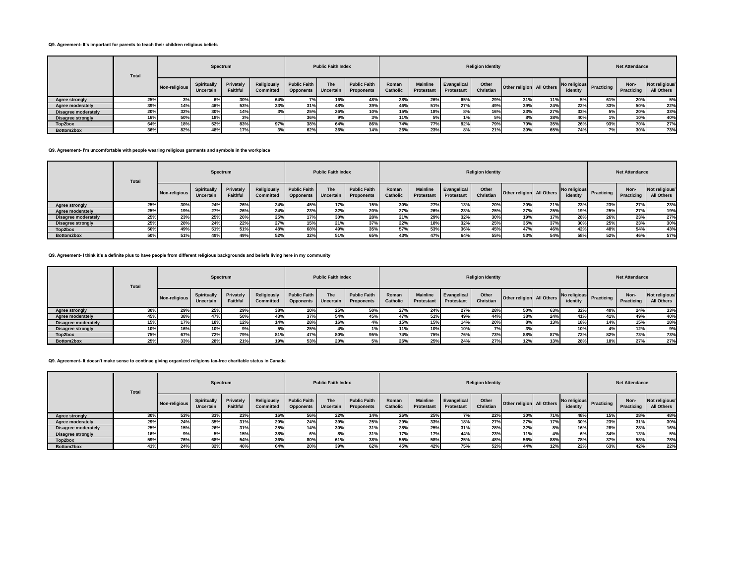**Q9. Agreement- It's important for parents to teach their children religious beliefs**

| | Total | Spectrum | | | | Public Faith Index | | | Religion Identity | | | | | | | Net Attendance | | |
|---|---|---|---|---|---|---|---|---|---|---|---|---|---|---|---|---|---|---|
| | | Non-religious | Spiritually Uncertain | Privately Faithful | Religiously Committed | Public Faith Opponents | The Uncertain | Public Faith Proponents | Roman Catholic | Mainline Protestant | Evangelical Protestant | Other Christian | Other religion | All Others | No religious identity | Practicing | Non-Practicing | Not religious/ All Others |
| Agree strongly | 25% | 3% | 6% | 30% | 64% | 7% | 16% | 48% | 28% | 26% | 65% | 29% | 31% | 11% | 5% | 61% | 20% | 5% |
| Agree moderately | 39% | 14% | 46% | 53% | 33% | 31% | 48% | 39% | 46% | 51% | 27% | 49% | 39% | 24% | 22% | 33% | 50% | 22% |
| Disagree moderately | 20% | 32% | 30% | 14% | 3% | 25% | 26% | 10% | 15% | 18% | 8% | 16% | 23% | 27% | 33% | 5% | 20% | 33% |
| Disagree strongly | 16% | 50% | 18% | 3% | | 36% | 9% | 3% | 11% | 5% | 1% | 5% | 8% | 38% | 40% | 1% | 10% | 40% |
| Top2box | 64% | 18% | 52% | 83% | 97% | 38% | 64% | 86% | 74% | 77% | 92% | 79% | 70% | 35% | 26% | 93% | 70% | 27% |
| Bottom2box | 36% | 82% | 48% | 17% | 3% | 62% | 36% | 14% | 26% | 23% | 8% | 21% | 30% | 65% | 74% | 7% | 30% | 73% |

**Q9. Agreement- I'm uncomfortable with people wearing religious garments and symbols in the workplace**

| | Total | Spectrum | | | | Public Faith Index | | | Religion Identity | | | | | | | Net Attendance | | |
|---|---|---|---|---|---|---|---|---|---|---|---|---|---|---|---|---|---|---|
| | | Non-religious | Spiritually Uncertain | Privately Faithful | Religiously Committed | Public Faith Opponents | The Uncertain | Public Faith Proponents | Roman Catholic | Mainline Protestant | Evangelical Protestant | Other Christian | Other religion | All Others | No religious identity | Practicing | Non-Practicing | Not religious/ All Others |
| Agree strongly | 25% | 30% | 24% | 26% | 24% | 45% | 17% | 15% | 30% | 27% | 13% | 20% | 20% | 21% | 23% | 23% | 27% | 23% |
| Agree moderately | 25% | 19% | 27% | 26% | 24% | 23% | 32% | 20% | 27% | 26% | 23% | 25% | 27% | 25% | 19% | 25% | 27% | 19% |
| Disagree moderately | 25% | 23% | 25% | 26% | 25% | 17% | 30% | 28% | 21% | 29% | 32% | 30% | 19% | 17% | 28% | 26% | 23% | 27% |
| Disagree strongly | 25% | 28% | 24% | 22% | 27% | 15% | 21% | 37% | 22% | 18% | 32% | 25% | 35% | 37% | 30% | 25% | 23% | 30% |
| Top2box | 50% | 49% | 51% | 51% | 48% | 68% | 49% | 35% | 57% | 53% | 36% | 45% | 47% | 46% | 42% | 48% | 54% | 43% |
| Bottom2box | 50% | 51% | 49% | 49% | 52% | 32% | 51% | 65% | 43% | 47% | 64% | 55% | 53% | 54% | 58% | 52% | 46% | 57% |

**Q9. Agreement- I think it's a definite plus to have people from different religious backgrounds and beliefs living here in my community**

| | Total | Spectrum | | | | Public Faith Index | | | Religion Identity | | | | | | | Net Attendance | | |
|---|---|---|---|---|---|---|---|---|---|---|---|---|---|---|---|---|---|---|
| | | Non-religious | Spiritually Uncertain | Privately Faithful | Religiously Committed | Public Faith Opponents | The Uncertain | Public Faith Proponents | Roman Catholic | Mainline Protestant | Evangelical Protestant | Other Christian | Other religion | All Others | No religious identity | Practicing | Non-Practicing | Not religious/ All Others |
| Agree strongly | 30% | 29% | 25% | 29% | 38% | 10% | 25% | 50% | 27% | 24% | 27% | 28% | 50% | 63% | 32% | 40% | 24% | 33% |
| Agree moderately | 45% | 38% | 47% | 50% | 43% | 37% | 54% | 45% | 47% | 51% | 49% | 44% | 38% | 24% | 41% | 41% | 49% | 40% |
| Disagree moderately | 15% | 17% | 18% | 12% | 14% | 28% | 16% | 4% | 15% | 15% | 14% | 20% | 8% | 13% | 18% | 14% | 15% | 18% |
| Disagree strongly | 10% | 16% | 10% | 9% | 5% | 25% | 4% | 1% | 11% | 10% | 10% | 7% | 3% | | 10% | 4% | 12% | 9% |
| Top2box | 75% | 67% | 72% | 79% | 81% | 47% | 80% | 95% | 74% | 75% | 76% | 73% | 88% | 87% | 72% | 82% | 73% | 73% |
| Bottom2box | 25% | 33% | 28% | 21% | 19% | 53% | 20% | 5% | 26% | 25% | 24% | 27% | 12% | 13% | 28% | 18% | 27% | 27% |

**Q9. Agreement- It doesn't make sense to continue giving organized religions tax-free charitable status in Canada**

| | Total | Spectrum | | | | Public Faith Index | | | Religion Identity | | | | | | | Net Attendance | | |
|---|---|---|---|---|---|---|---|---|---|---|---|---|---|---|---|---|---|---|
| | | Non-religious | Spiritually Uncertain | Privately Faithful | Religiously Committed | Public Faith Opponents | The Uncertain | Public Faith Proponents | Roman Catholic | Mainline Protestant | Evangelical Protestant | Other Christian | Other religion | All Others | No religious identity | Practicing | Non-Practicing | Not religious/ All Others |
| Agree strongly | 30% | 53% | 33% | 23% | 16% | 56% | 22% | 14% | 26% | 25% | 7% | 22% | 30% | 71% | 48% | 15% | 28% | 48% |
| Agree moderately | 29% | 24% | 35% | 31% | 20% | 24% | 39% | 25% | 29% | 33% | 18% | 27% | 27% | 17% | 30% | 23% | 31% | 30% |
| Disagree moderately | 25% | 15% | 26% | 31% | 25% | 14% | 30% | 31% | 28% | 25% | 31% | 28% | 32% | 8% | 16% | 28% | 28% | 16% |
| Disagree strongly | 16% | 9% | 5% | 15% | 38% | 6% | 8% | 31% | 17% | 17% | 44% | 23% | 11% | 4% | 6% | 34% | 13% | 5% |
| Top2box | 59% | 76% | 68% | 54% | 36% | 80% | 61% | 38% | 55% | 58% | 25% | 48% | 56% | 88% | 78% | 37% | 58% | 78% |
| Bottom2box | 41% | 24% | 32% | 46% | 64% | 20% | 39% | 62% | 45% | 42% | 75% | 52% | 44% | 12% | 22% | 63% | 42% | 22% |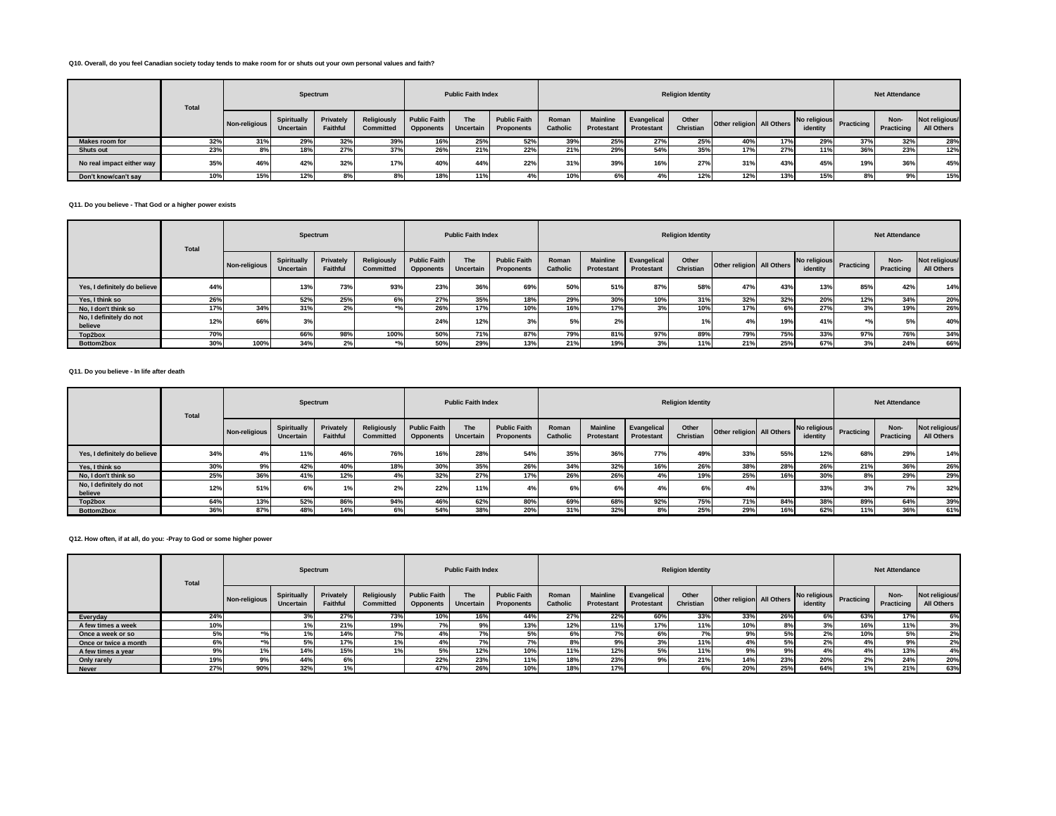**Q10. Overall, do you feel Canadian society today tends to make room for or shuts out your own personal values and faith?**

| | Total | Spectrum | | | | Public Faith Index | | | Religion Identity | | | | | | | Net Attendance | | |
|---|---|---|---|---|---|---|---|---|---|---|---|---|---|---|---|---|---|---|
| | | Non-religious | Spiritually Uncertain | Privately Faithful | Religiously Committed | Public Faith Opponents | The Uncertain | Public Faith Proponents | Roman Catholic | Mainline Protestant | Evangelical Protestant | Other Christian | Other religion | All Others | No religious identity | Practicing | Non-Practicing | Not religious/ All Others |
| Makes room for | 32% | 31% | 29% | 32% | 39% | 16% | 25% | 52% | 39% | 25% | 27% | 25% | 40% | 17% | 29% | 37% | 32% | 28% |
| Shuts out | 23% | 8% | 18% | 27% | 37% | 26% | 21% | 22% | 21% | 29% | 54% | 35% | 17% | 27% | 11% | 36% | 23% | 12% |
| No real impact either way | 35% | 46% | 42% | 32% | 17% | 40% | 44% | 22% | 31% | 39% | 16% | 27% | 31% | 43% | 45% | 19% | 36% | 45% |
| Don't know/can't say | 10% | 15% | 12% | 8% | 8% | 18% | 11% | 4% | 10% | 6% | 4% | 12% | 12% | 13% | 15% | 8% | 9% | 15% |

**Q11. Do you believe - That God or a higher power exists**

| | Total | Spectrum | | | | Public Faith Index | | | Religion Identity | | | | | | | Net Attendance | | |
|---|---|---|---|---|---|---|---|---|---|---|---|---|---|---|---|---|---|---|
| | | Non-religious | Spiritually Uncertain | Privately Faithful | Religiously Committed | Public Faith Opponents | The Uncertain | Public Faith Proponents | Roman Catholic | Mainline Protestant | Evangelical Protestant | Other Christian | Other religion | All Others | No religious identity | Practicing | Non-Practicing | Not religious/ All Others |
| Yes, I definitely do believe | 44% | | 13% | 73% | 93% | 23% | 36% | 69% | 50% | 51% | 87% | 58% | 47% | 43% | 13% | 85% | 42% | 14% |
| Yes, I think so | 26% | | 52% | 25% | 6% | 27% | 35% | 18% | 29% | 30% | 10% | 31% | 32% | 32% | 20% | 12% | 34% | 20% |
| No, I don't think so | 17% | 34% | 31% | 2% | *% | 26% | 17% | 10% | 16% | 17% | 3% | 10% | 17% | 6% | 27% | 3% | 19% | 26% |
| No, I definitely do not believe | 12% | 66% | 3% | | | 24% | 12% | 3% | 5% | 2% | | 1% | 4% | 19% | 41% | *% | 5% | 40% |
| Top2box | 70% | | 66% | 98% | 100% | 50% | 71% | 87% | 79% | 81% | 97% | 89% | 79% | 75% | 33% | 97% | 76% | 34% |
| Bottom2box | 30% | 100% | 34% | 2% | *% | 50% | 29% | 13% | 21% | 19% | 3% | 11% | 21% | 25% | 67% | 3% | 24% | 66% |

**Q11. Do you believe - In life after death**

| | Total | Spectrum | | | | Public Faith Index | | | Religion Identity | | | | | | | Net Attendance | | |
|---|---|---|---|---|---|---|---|---|---|---|---|---|---|---|---|---|---|---|
| | | Non-religious | Spiritually Uncertain | Privately Faithful | Religiously Committed | Public Faith Opponents | The Uncertain | Public Faith Proponents | Roman Catholic | Mainline Protestant | Evangelical Protestant | Other Christian | Other religion | All Others | No religious identity | Practicing | Non-Practicing | Not religious/ All Others |
| Yes, I definitely do believe | 34% | 4% | 11% | 46% | 76% | 16% | 28% | 54% | 35% | 36% | 77% | 49% | 33% | 55% | 12% | 68% | 29% | 14% |
| Yes, I think so | 30% | 9% | 42% | 40% | 18% | 30% | 35% | 26% | 34% | 32% | 16% | 26% | 38% | 28% | 26% | 21% | 36% | 26% |
| No, I don't think so | 25% | 36% | 41% | 12% | 4% | 32% | 27% | 17% | 26% | 26% | 4% | 19% | 25% | 16% | 30% | 8% | 29% | 29% |
| No, I definitely do not believe | 12% | 51% | 6% | 1% | 2% | 22% | 11% | 4% | 6% | 6% | 4% | 6% | 4% | | 33% | 3% | 7% | 32% |
| Top2box | 64% | 13% | 52% | 86% | 94% | 46% | 62% | 80% | 69% | 68% | 92% | 75% | 71% | 84% | 38% | 89% | 64% | 39% |
| Bottom2box | 36% | 87% | 48% | 14% | 6% | 54% | 38% | 20% | 31% | 32% | 8% | 25% | 29% | 16% | 62% | 11% | 36% | 61% |

**Q12. How often, if at all, do you: -Pray to God or some higher power**

| | Total | Spectrum | | | | Public Faith Index | | | Religion Identity | | | | | | | Net Attendance | | |
|---|---|---|---|---|---|---|---|---|---|---|---|---|---|---|---|---|---|---|
| | | Non-religious | Spiritually Uncertain | Privately Faithful | Religiously Committed | Public Faith Opponents | The Uncertain | Public Faith Proponents | Roman Catholic | Mainline Protestant | Evangelical Protestant | Other Christian | Other religion | All Others | No religious identity | Practicing | Non-Practicing | Not religious/ All Others |
| Everyday | 24% | | 3% | 27% | 73% | 10% | 16% | 44% | 27% | 22% | 60% | 33% | 33% | 26% | 6% | 63% | 17% | 6% |
| A few times a week | 10% | | 1% | 21% | 19% | 7% | 9% | 13% | 12% | 11% | 17% | 11% | 10% | 8% | 3% | 16% | 11% | 3% |
| Once a week or so | 5% | *% | 1% | 14% | 7% | 4% | 7% | 5% | 6% | 7% | 6% | 7% | 9% | 5% | 2% | 10% | 5% | 2% |
| Once or twice a month | 6% | *% | 5% | 17% | 1% | 4% | 7% | 7% | 8% | 9% | 3% | 11% | 4% | 5% | 2% | 4% | 9% | 2% |
| A few times a year | 9% | 1% | 14% | 15% | 1% | 5% | 12% | 10% | 11% | 12% | 5% | 11% | 9% | 9% | 4% | 4% | 13% | 4% |
| Only rarely | 19% | 9% | 44% | 6% | | 22% | 23% | 11% | 18% | 23% | 9% | 21% | 14% | 23% | 20% | 2% | 24% | 20% |
| Never | 27% | 90% | 32% | 1% | | 47% | 26% | 10% | 18% | 17% | | 6% | 20% | 25% | 64% | 1% | 21% | 63% |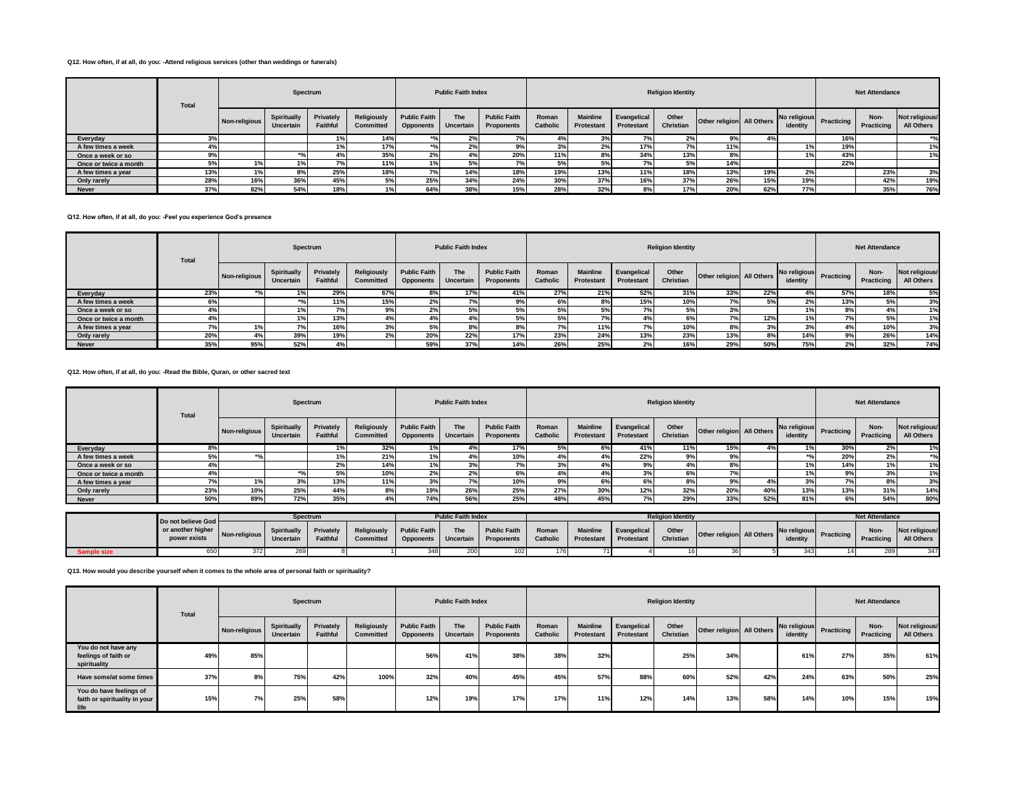**Q12. How often, if at all, do you: -Attend religious services (other than weddings or funerals)**

| | Total | Spectrum | | | | Public Faith Index | | | Religion Identity | | | | | | | Net Attendance | | |
|---|---|---|---|---|---|---|---|---|---|---|---|---|---|---|---|---|---|---|
| | | Non-religious | Spiritually Uncertain | Privately Faithful | Religiously Committed | Public Faith Opponents | The Uncertain | Public Faith Proponents | Roman Catholic | Mainline Protestant | Evangelical Protestant | Other Christian | Other religion | All Others | No religious identity | Practicing | Non-Practicing | Not religious/ All Others |
| Everyday | 3% | | | 1% | 14% | *% | 2% | 7% | 4% | 3% | 7% | 2% | 9% | 4% | | 16% | | *% |
| A few times a week | 4% | | | 1% | 17% | *% | 2% | 9% | 3% | 2% | 17% | 7% | 11% | | 1% | 19% | | 1% |
| Once a week or so | 9% | | *% | 4% | 35% | 2% | 4% | 20% | 11% | 8% | 34% | 13% | 8% | | 1% | 43% | | 1% |
| Once or twice a month | 5% | 1% | 1% | 7% | 11% | 1% | 5% | 7% | 5% | 5% | 7% | 5% | 14% | | | 22% | | |
| A few times a year | 13% | 1% | 8% | 25% | 18% | 7% | 14% | 18% | 19% | 13% | 11% | 18% | 13% | 19% | 2% | | 23% | 3% |
| Only rarely | 28% | 16% | 36% | 45% | 5% | 25% | 34% | 24% | 30% | 37% | 16% | 37% | 26% | 15% | 19% | | 42% | 19% |
| Never | 37% | 82% | 54% | 18% | 1% | 64% | 38% | 15% | 28% | 32% | 8% | 17% | 20% | 62% | 77% | | 35% | 76% |

**Q12. How often, if at all, do you: -Feel you experience God's presence**

| | Total | Spectrum | | | | Public Faith Index | | | Religion Identity | | | | | | | Net Attendance | | |
|---|---|---|---|---|---|---|---|---|---|---|---|---|---|---|---|---|---|---|
| | | Non-religious | Spiritually Uncertain | Privately Faithful | Religiously Committed | Public Faith Opponents | The Uncertain | Public Faith Proponents | Roman Catholic | Mainline Protestant | Evangelical Protestant | Other Christian | Other religion | All Others | No religious identity | Practicing | Non-Practicing | Not religious/ All Others |
| Everyday | 23% | *% | 1% | 29% | 67% | 8% | 17% | 41% | 27% | 21% | 52% | 31% | 33% | 22% | 4% | 57% | 18% | 5% |
| A few times a week | 6% | | *% | 11% | 15% | 2% | 7% | 9% | 6% | 8% | 15% | 10% | 7% | 5% | 2% | 13% | 5% | 3% |
| Once a week or so | 4% | | 1% | 7% | 9% | 2% | 5% | 5% | 5% | 5% | 7% | 5% | 3% | | 1% | 8% | 4% | 1% |
| Once or twice a month | 4% | | 1% | 13% | 4% | 4% | 4% | 5% | 5% | 7% | 4% | 6% | 7% | 12% | 1% | 7% | 5% | 1% |
| A few times a year | 7% | 1% | 7% | 16% | 3% | 5% | 8% | 8% | 7% | 11% | 7% | 10% | 8% | 3% | 3% | 4% | 10% | 3% |
| Only rarely | 20% | 4% | 39% | 19% | 2% | 20% | 22% | 17% | 23% | 24% | 13% | 23% | 13% | 8% | 14% | 9% | 26% | 14% |
| Never | 35% | 95% | 52% | 4% | | 59% | 37% | 14% | 26% | 25% | 2% | 16% | 29% | 50% | 75% | 2% | 32% | 74% |

**Q12. How often, if at all, do you: -Read the Bible, Quran, or other sacred text**

| | Total | Spectrum | | | | Public Faith Index | | | Religion Identity | | | | | | | Net Attendance | | |
|---|---|---|---|---|---|---|---|---|---|---|---|---|---|---|---|---|---|---|
| | | Non-religious | Spiritually Uncertain | Privately Faithful | Religiously Committed | Public Faith Opponents | The Uncertain | Public Faith Proponents | Roman Catholic | Mainline Protestant | Evangelical Protestant | Other Christian | Other religion | All Others | No religious identity | Practicing | Non-Practicing | Not religious/ All Others |
| Everyday | 8% | | | 1% | 32% | 1% | 4% | 17% | 5% | 6% | 41% | 11% | 15% | 4% | 1% | 30% | 2% | 1% |
| A few times a week | 5% | *% | | 1% | 21% | 1% | 4% | 10% | 4% | 4% | 22% | 9% | 9% | | *% | 20% | 2% | *% |
| Once a week or so | 4% | | | 2% | 14% | 1% | 3% | 7% | 3% | 4% | 9% | 4% | 8% | | 1% | 14% | 1% | 1% |
| Once or twice a month | 4% | | *% | 5% | 10% | 2% | 2% | 6% | 4% | 4% | 3% | 6% | 7% | | 1% | 9% | 3% | 1% |
| A few times a year | 7% | 1% | 3% | 13% | 11% | 3% | 7% | 10% | 9% | 6% | 6% | 8% | 9% | 4% | 3% | 7% | 8% | 3% |
| Only rarely | 23% | 10% | 25% | 44% | 8% | 19% | 26% | 25% | 27% | 30% | 12% | 32% | 20% | 40% | 13% | 13% | 31% | 14% |
| Never | 50% | 89% | 72% | 35% | 4% | 74% | 56% | 25% | 48% | 45% | 7% | 29% | 33% | 52% | 81% | 6% | 54% | 80% |

| | Do not believe God or another higher power exists | Spectrum | | | | Public Faith Index | | | Religion Identity | | | | | | | Net Attendance | | |
|---|---|---|---|---|---|---|---|---|---|---|---|---|---|---|---|---|---|---|
| | | Non-religious | Spiritually Uncertain | Privately Faithful | Religiously Committed | Public Faith Opponents | The Uncertain | Public Faith Proponents | Roman Catholic | Mainline Protestant | Evangelical Protestant | Other Christian | Other religion | All Others | No religious identity | Practicing | Non-Practicing | Not religious/ All Others |
| Sample size | 650 | 372 | 269 | 8 | 1 | 348 | 200 | 102 | 176 | 71 | 4 | 16 | 36 | 5 | 343 | 14 | 289 | 347 |

**Q13. How would you describe yourself when it comes to the whole area of personal faith or spirituality?**

| | Total | Spectrum | | | | Public Faith Index | | | Religion Identity | | | | | | | Net Attendance | | |
|---|---|---|---|---|---|---|---|---|---|---|---|---|---|---|---|---|---|---|
| | | Non-religious | Spiritually Uncertain | Privately Faithful | Religiously Committed | Public Faith Opponents | The Uncertain | Public Faith Proponents | Roman Catholic | Mainline Protestant | Evangelical Protestant | Other Christian | Other religion | All Others | No religious identity | Practicing | Non-Practicing | Not religious/ All Others |
| You do not have any feelings of faith or spirituality | 49% | 85% | | | | 56% | 41% | 38% | 38% | 32% | | 25% | 34% | | 61% | 27% | 35% | 61% |
| Have some/at some times | 37% | 8% | 75% | 42% | 100% | 32% | 40% | 45% | 45% | 57% | 88% | 60% | 52% | 42% | 24% | 63% | 50% | 25% |
| You do have feelings of faith or spirituality in your life | 15% | 7% | 25% | 58% | | 12% | 19% | 17% | 17% | 11% | 12% | 14% | 13% | 58% | 14% | 10% | 15% | 15% |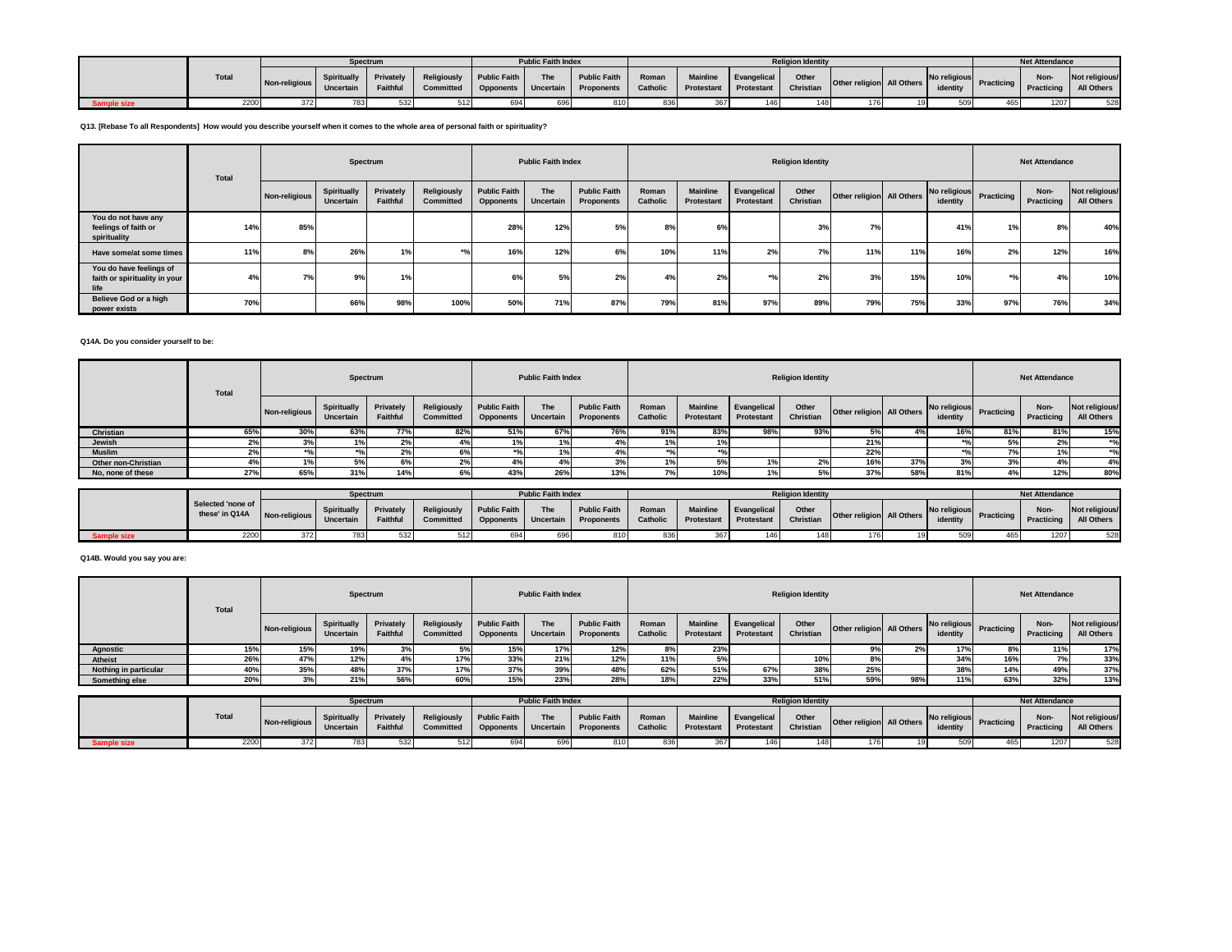| | Total | Spectrum | | | | Public Faith Index | | | Religion Identity | | | | | | | Net Attendance | | |
|---|---|---|---|---|---|---|---|---|---|---|---|---|---|---|---|---|---|---|
| | | Non-religious | Spiritually Uncertain | Privately Faithful | Religiously Committed | Public Faith Opponents | The Uncertain | Public Faith Proponents | Roman Catholic | Mainline Protestant | Evangelical Protestant | Other Christian | Other religion | All Others | No religious identity | Practicing | Non-Practicing | Not religious/ All Others |
| Sample size | 2200 | 372 | 783 | 532 | 512 | 694 | 696 | 810 | 836 | 367 | 146 | 148 | 176 | 19 | 509 | 465 | 1207 | 528 |

**Q13. [Rebase To all Respondents] How would you describe yourself when it comes to the whole area of personal faith or spirituality?**

| | Total | Spectrum | | | | Public Faith Index | | | Religion Identity | | | | | | | Net Attendance | | |
|---|---|---|---|---|---|---|---|---|---|---|---|---|---|---|---|---|---|---|
| | | Non-religious | Spiritually Uncertain | Privately Faithful | Religiously Committed | Public Faith Opponents | The Uncertain | Public Faith Proponents | Roman Catholic | Mainline Protestant | Evangelical Protestant | Other Christian | Other religion | All Others | No religious identity | Practicing | Non-Practicing | Not religious/ All Others |
| You do not have any feelings of faith or spirituality | 14% | 85% | | | | 28% | 12% | 5% | 8% | 6% | | 3% | 7% | | 41% | 1% | 8% | 40% |
| Have some/at some times | 11% | 8% | 26% | 1% | *% | 16% | 12% | 6% | 10% | 11% | 2% | 7% | 11% | 11% | 16% | 2% | 12% | 16% |
| You do have feelings of faith or spirituality in your life | 4% | 7% | 9% | 1% | | 6% | 5% | 2% | 4% | 2% | *% | 2% | 3% | 15% | 10% | *% | 4% | 10% |
| Believe God or a high power exists | 70% | | 66% | 98% | 100% | 50% | 71% | 87% | 79% | 81% | 97% | 89% | 79% | 75% | 33% | 97% | 76% | 34% |

**Q14A. Do you consider yourself to be:**

| | Total | Spectrum | | | | Public Faith Index | | | Religion Identity | | | | | | | Net Attendance | | |
|---|---|---|---|---|---|---|---|---|---|---|---|---|---|---|---|---|---|---|
| | | Non-religious | Spiritually Uncertain | Privately Faithful | Religiously Committed | Public Faith Opponents | The Uncertain | Public Faith Proponents | Roman Catholic | Mainline Protestant | Evangelical Protestant | Other Christian | Other religion | All Others | No religious identity | Practicing | Non-Practicing | Not religious/ All Others |
| Christian | 65% | 30% | 63% | 77% | 82% | 51% | 67% | 76% | 91% | 83% | 98% | 93% | 5% | 4% | 16% | 81% | 81% | 15% |
| Jewish | 2% | 3% | 1% | 2% | 4% | 1% | 1% | 4% | 1% | 1% | | | 21% | | *% | 5% | 2% | *% |
| Muslim | 2% | *% | *% | 2% | 6% | *% | 1% | 4% | *% | *% | | | 22% | | *% | 7% | 1% | *% |
| Other non-Christian | 4% | 1% | 5% | 6% | 2% | 4% | 4% | 3% | 1% | 5% | 1% | 2% | 16% | 37% | 3% | 3% | 4% | 4% |
| No, none of these | 27% | 65% | 31% | 14% | 6% | 43% | 26% | 13% | 7% | 10% | 1% | 5% | 37% | 58% | 81% | 4% | 12% | 80% |

| | Selected 'none of these' in Q14A | Spectrum | | | | Public Faith Index | | | Religion Identity | | | | | | | Net Attendance | | |
|---|---|---|---|---|---|---|---|---|---|---|---|---|---|---|---|---|---|---|
| | | Non-religious | Spiritually Uncertain | Privately Faithful | Religiously Committed | Public Faith Opponents | The Uncertain | Public Faith Proponents | Roman Catholic | Mainline Protestant | Evangelical Protestant | Other Christian | Other religion | All Others | No religious identity | Practicing | Non-Practicing | Not religious/ All Others |
| Sample size | 2200 | 372 | 783 | 532 | 512 | 694 | 696 | 810 | 836 | 367 | 146 | 148 | 176 | 19 | 509 | 465 | 1207 | 528 |

**Q14B. Would you say you are:**

| | Total | Spectrum | | | | Public Faith Index | | | Religion Identity | | | | | | | Net Attendance | | |
|---|---|---|---|---|---|---|---|---|---|---|---|---|---|---|---|---|---|---|
| | | Non-religious | Spiritually Uncertain | Privately Faithful | Religiously Committed | Public Faith Opponents | The Uncertain | Public Faith Proponents | Roman Catholic | Mainline Protestant | Evangelical Protestant | Other Christian | Other religion | All Others | No religious identity | Practicing | Non-Practicing | Not religious/ All Others |
| Agnostic | 15% | 15% | 19% | 3% | 5% | 15% | 17% | 12% | 8% | 23% | | | 9% | 2% | 17% | 8% | 11% | 17% |
| Atheist | 26% | 47% | 12% | 4% | 17% | 33% | 21% | 12% | 11% | 5% | | 10% | 8% | | 34% | 16% | 7% | 33% |
| Nothing in particular | 40% | 35% | 48% | 37% | 17% | 37% | 39% | 48% | 62% | 51% | 67% | 38% | 25% | | 38% | 14% | 49% | 37% |
| Something else | 20% | 3% | 21% | 56% | 60% | 15% | 23% | 28% | 18% | 22% | 33% | 51% | 59% | 98% | 11% | 63% | 32% | 13% |

| | Total | Spectrum | | | | Public Faith Index | | | Religion Identity | | | | | | | Net Attendance | | |
|---|---|---|---|---|---|---|---|---|---|---|---|---|---|---|---|---|---|---|
| | | Non-religious | Spiritually Uncertain | Privately Faithful | Religiously Committed | Public Faith Opponents | The Uncertain | Public Faith Proponents | Roman Catholic | Mainline Protestant | Evangelical Protestant | Other Christian | Other religion | All Others | No religious identity | Practicing | Non-Practicing | Not religious/ All Others |
| Sample size | 2200 | 372 | 783 | 532 | 512 | 694 | 696 | 810 | 836 | 367 | 146 | 148 | 176 | 19 | 509 | 465 | 1207 | 528 |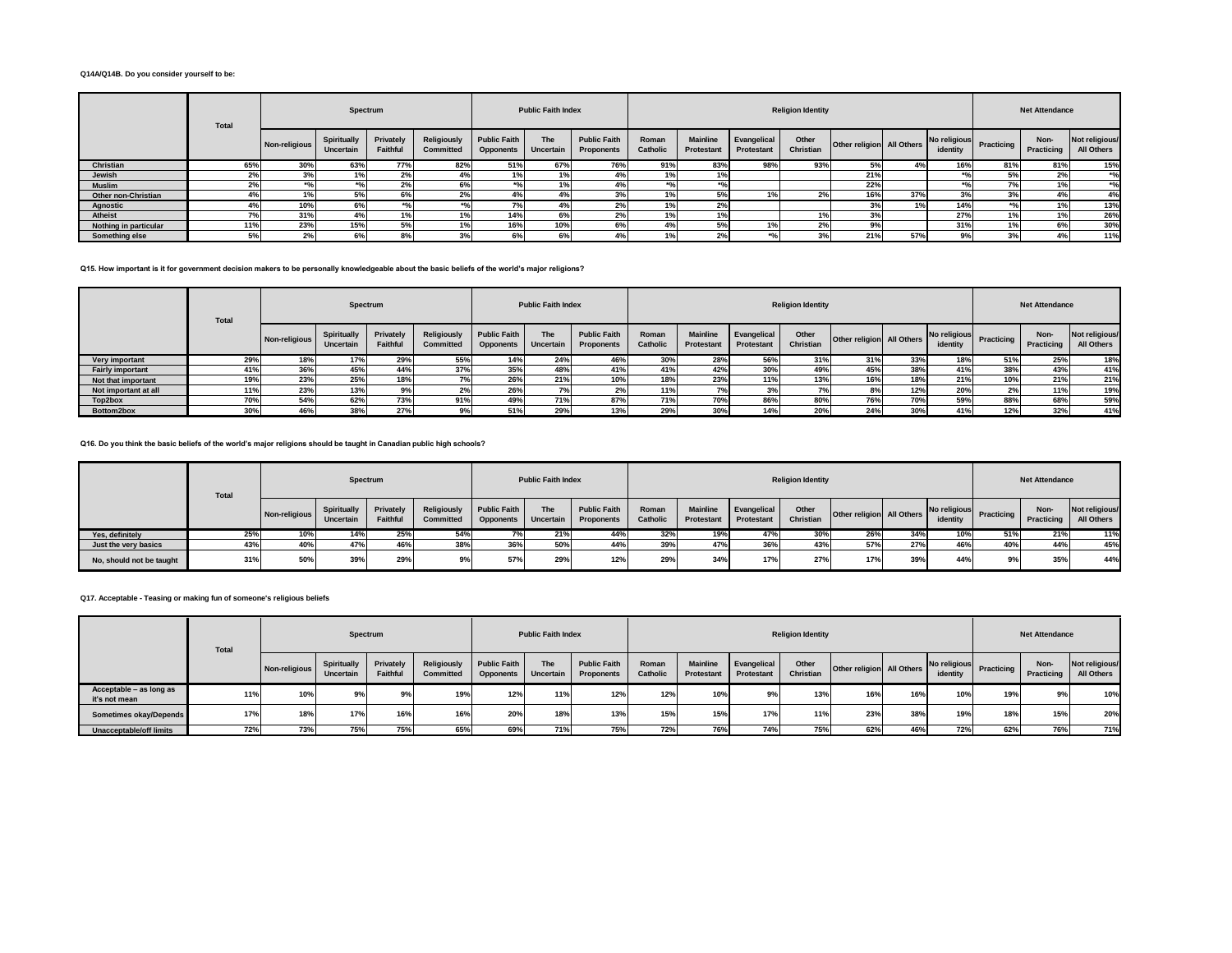**Q14A/Q14B. Do you consider yourself to be:**

| | Total | Spectrum | | | | Public Faith Index | | | Religion Identity | | | | | | | Net Attendance | | |
|---|---|---|---|---|---|---|---|---|---|---|---|---|---|---|---|---|---|---|
| | | Non-religious | Spiritually Uncertain | Privately Faithful | Religiously Committed | Public Faith Opponents | The Uncertain | Public Faith Proponents | Roman Catholic | Mainline Protestant | Evangelical Protestant | Other Christian | Other religion | All Others | No religious identity | Practicing | Non-Practicing | Not religious/ All Others |
| Christian | 65% | 30% | 63% | 77% | 82% | 51% | 67% | 76% | 91% | 83% | 98% | 93% | 5% | 4% | 16% | 81% | 81% | 15% |
| Jewish | 2% | 3% | 1% | 2% | 4% | 1% | 1% | 4% | 1% | 1% | | | 21% | | *% | 5% | 2% | *% |
| Muslim | 2% | *% | *% | 2% | 6% | *% | 1% | 4% | *% | *% | | | 22% | | *% | 7% | 1% | *% |
| Other non-Christian | 4% | 1% | 5% | 6% | 2% | 4% | 4% | 3% | 1% | 5% | 1% | 2% | 16% | 37% | 3% | 3% | 4% | 4% |
| Agnostic | 4% | 10% | 6% | *% | *% | 7% | 4% | 2% | 1% | 2% | | | 3% | 1% | 14% | *% | 1% | 13% |
| Atheist | 7% | 31% | 4% | 1% | 1% | 14% | 6% | 2% | 1% | 1% | | 1% | 3% | | 27% | 1% | 1% | 26% |
| Nothing in particular | 11% | 23% | 15% | 5% | 1% | 16% | 10% | 6% | 4% | 5% | 1% | 2% | 9% | | 31% | 1% | 6% | 30% |
| Something else | 5% | 2% | 6% | 8% | 3% | 6% | 6% | 4% | 1% | 2% | *% | 3% | 21% | 57% | 9% | 3% | 4% | 11% |

**Q15. How important is it for government decision makers to be personally knowledgeable about the basic beliefs of the world's major religions?**

| | Total | Spectrum | | | | Public Faith Index | | | Religion Identity | | | | | | | Net Attendance | | |
|---|---|---|---|---|---|---|---|---|---|---|---|---|---|---|---|---|---|---|
| | | Non-religious | Spiritually Uncertain | Privately Faithful | Religiously Committed | Public Faith Opponents | The Uncertain | Public Faith Proponents | Roman Catholic | Mainline Protestant | Evangelical Protestant | Other Christian | Other religion | All Others | No religious identity | Practicing | Non-Practicing | Not religious/ All Others |
| Very important | 29% | 18% | 17% | 29% | 55% | 14% | 24% | 46% | 30% | 28% | 56% | 31% | 31% | 33% | 18% | 51% | 25% | 18% |
| Fairly important | 41% | 36% | 45% | 44% | 37% | 35% | 48% | 41% | 41% | 42% | 30% | 49% | 45% | 38% | 41% | 38% | 43% | 41% |
| Not that important | 19% | 23% | 25% | 18% | 7% | 26% | 21% | 10% | 18% | 23% | 11% | 13% | 16% | 18% | 21% | 10% | 21% | 21% |
| Not important at all | 11% | 23% | 13% | 9% | 2% | 26% | 7% | 2% | 11% | 7% | 3% | 7% | 8% | 12% | 20% | 2% | 11% | 19% |
| Top2box | 70% | 54% | 62% | 73% | 91% | 49% | 71% | 87% | 71% | 70% | 86% | 80% | 76% | 70% | 59% | 88% | 68% | 59% |
| Bottom2box | 30% | 46% | 38% | 27% | 9% | 51% | 29% | 13% | 29% | 30% | 14% | 20% | 24% | 30% | 41% | 12% | 32% | 41% |

**Q16. Do you think the basic beliefs of the world's major religions should be taught in Canadian public high schools?**

| | Total | Spectrum | | | | Public Faith Index | | | Religion Identity | | | | | | | Net Attendance | | |
|---|---|---|---|---|---|---|---|---|---|---|---|---|---|---|---|---|---|---|
| | | Non-religious | Spiritually Uncertain | Privately Faithful | Religiously Committed | Public Faith Opponents | The Uncertain | Public Faith Proponents | Roman Catholic | Mainline Protestant | Evangelical Protestant | Other Christian | Other religion | All Others | No religious identity | Practicing | Non-Practicing | Not religious/ All Others |
| Yes, definitely | 25% | 10% | 14% | 25% | 54% | 7% | 21% | 44% | 32% | 19% | 47% | 30% | 26% | 34% | 10% | 51% | 21% | 11% |
| Just the very basics | 43% | 40% | 47% | 46% | 38% | 36% | 50% | 44% | 39% | 47% | 36% | 43% | 57% | 27% | 46% | 40% | 44% | 45% |
| No, should not be taught | 31% | 50% | 39% | 29% | 9% | 57% | 29% | 12% | 29% | 34% | 17% | 27% | 17% | 39% | 44% | 9% | 35% | 44% |

**Q17. Acceptable - Teasing or making fun of someone's religious beliefs**

| | Total | Spectrum | | | | Public Faith Index | | | Religion Identity | | | | | | | Net Attendance | | |
|---|---|---|---|---|---|---|---|---|---|---|---|---|---|---|---|---|---|---|
| | | Non-religious | Spiritually Uncertain | Privately Faithful | Religiously Committed | Public Faith Opponents | The Uncertain | Public Faith Proponents | Roman Catholic | Mainline Protestant | Evangelical Protestant | Other Christian | Other religion | All Others | No religious identity | Practicing | Non-Practicing | Not religious/ All Others |
| Acceptable – as long as it's not mean | 11% | 10% | 9% | 9% | 19% | 12% | 11% | 12% | 12% | 10% | 9% | 13% | 16% | 16% | 10% | 19% | 9% | 10% |
| Sometimes okay/Depends | 17% | 18% | 17% | 16% | 16% | 20% | 18% | 13% | 15% | 15% | 17% | 11% | 23% | 38% | 19% | 18% | 15% | 20% |
| Unacceptable/off limits | 72% | 73% | 75% | 75% | 65% | 69% | 71% | 75% | 72% | 76% | 74% | 75% | 62% | 46% | 72% | 62% | 76% | 71% |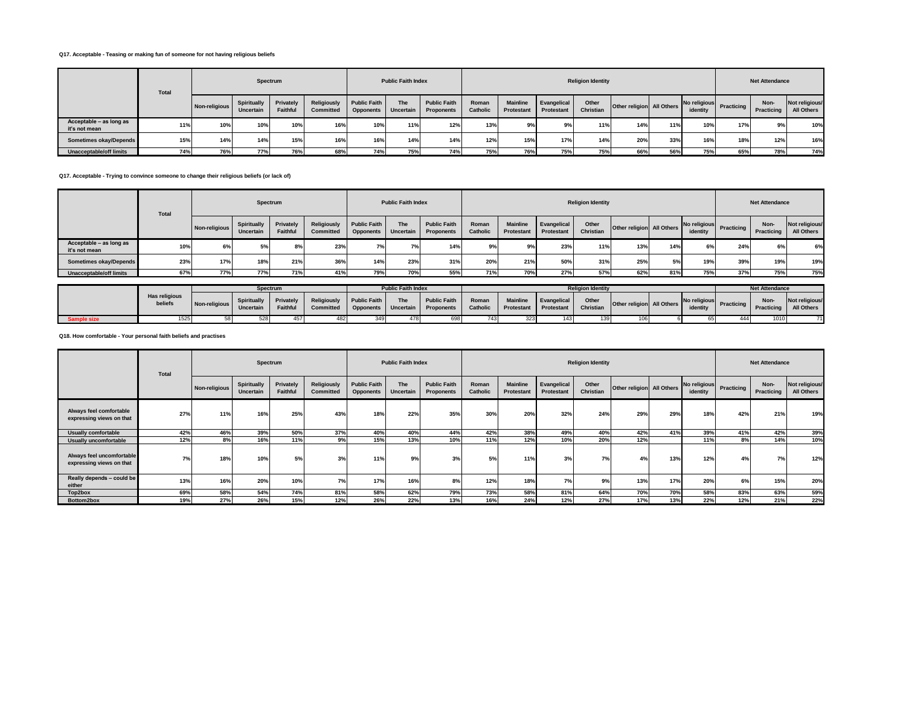**Q17. Acceptable - Teasing or making fun of someone for not having religious beliefs**

| | Total | Spectrum | | | | Public Faith Index | | | Religion Identity | | | | | | | Net Attendance | | |
|---|---|---|---|---|---|---|---|---|---|---|---|---|---|---|---|---|---|---|
| | | Non-religious | Spiritually Uncertain | Privately Faithful | Religiously Committed | Public Faith Opponents | The Uncertain | Public Faith Proponents | Roman Catholic | Mainline Protestant | Evangelical Protestant | Other Christian | Other religion | All Others | No religious identity | Practicing | Non-Practicing | Not religious/ All Others |
| Acceptable – as long as it's not mean | 11% | 10% | 10% | 10% | 16% | 10% | 11% | 12% | 13% | 9% | 9% | 11% | 14% | 11% | 10% | 17% | 9% | 10% |
| Sometimes okay/Depends | 15% | 14% | 14% | 15% | 16% | 16% | 14% | 14% | 12% | 15% | 17% | 14% | 20% | 33% | 16% | 18% | 12% | 16% |
| Unacceptable/off limits | 74% | 76% | 77% | 76% | 68% | 74% | 75% | 74% | 75% | 76% | 75% | 75% | 66% | 56% | 75% | 65% | 78% | 74% |

**Q17. Acceptable - Trying to convince someone to change their religious beliefs (or lack of)**

| | Total | Spectrum | | | | Public Faith Index | | | Religion Identity | | | | | | | Net Attendance | | |
|---|---|---|---|---|---|---|---|---|---|---|---|---|---|---|---|---|---|---|
| | | Non-religious | Spiritually Uncertain | Privately Faithful | Religiously Committed | Public Faith Opponents | The Uncertain | Public Faith Proponents | Roman Catholic | Mainline Protestant | Evangelical Protestant | Other Christian | Other religion | All Others | No religious identity | Practicing | Non-Practicing | Not religious/ All Others |
| Acceptable – as long as it's not mean | 10% | 6% | 5% | 8% | 23% | 7% | 7% | 14% | 9% | 9% | 23% | 11% | 13% | 14% | 6% | 24% | 6% | 6% |
| Sometimes okay/Depends | 23% | 17% | 18% | 21% | 36% | 14% | 23% | 31% | 20% | 21% | 50% | 31% | 25% | 5% | 19% | 39% | 19% | 19% |
| Unacceptable/off limits | 67% | 77% | 77% | 71% | 41% | 79% | 70% | 55% | 71% | 70% | 27% | 57% | 62% | 81% | 75% | 37% | 75% | 75% |

| | Has religious beliefs | Spectrum | | | | Public Faith Index | | | Religion Identity | | | | | | | Net Attendance | | |
|---|---|---|---|---|---|---|---|---|---|---|---|---|---|---|---|---|---|---|
| | | Non-religious | Spiritually Uncertain | Privately Faithful | Religiously Committed | Public Faith Opponents | The Uncertain | Public Faith Proponents | Roman Catholic | Mainline Protestant | Evangelical Protestant | Other Christian | Other religion | All Others | No religious identity | Practicing | Non-Practicing | Not religious/ All Others |
| Sample size | 1525 | 58 | 528 | 457 | 482 | 349 | 478 | 698 | 743 | 323 | 143 | 139 | 106 | 6 | 65 | 444 | 1010 | 71 |

**Q18. How comfortable - Your personal faith beliefs and practises**

| | Total | Spectrum | | | | Public Faith Index | | | Religion Identity | | | | | | | Net Attendance | | |
|---|---|---|---|---|---|---|---|---|---|---|---|---|---|---|---|---|---|---|
| | | Non-religious | Spiritually Uncertain | Privately Faithful | Religiously Committed | Public Faith Opponents | The Uncertain | Public Faith Proponents | Roman Catholic | Mainline Protestant | Evangelical Protestant | Other Christian | Other religion | All Others | No religious identity | Practicing | Non-Practicing | Not religious/ All Others |
| Always feel comfortable expressing views on that | 27% | 11% | 16% | 25% | 43% | 18% | 22% | 35% | 30% | 20% | 32% | 24% | 29% | 29% | 18% | 42% | 21% | 19% |
| Usually comfortable | 42% | 46% | 39% | 50% | 37% | 40% | 40% | 44% | 42% | 38% | 49% | 40% | 42% | 41% | 39% | 41% | 42% | 39% |
| Usually uncomfortable | 12% | 8% | 16% | 11% | 9% | 15% | 13% | 10% | 11% | 12% | 10% | 20% | 12% | | 11% | 8% | 14% | 10% |
| Always feel uncomfortable expressing views on that | 7% | 18% | 10% | 5% | 3% | 11% | 9% | 3% | 5% | 11% | 3% | 7% | 4% | 13% | 12% | 4% | 7% | 12% |
| Really depends – could be either | 13% | 16% | 20% | 10% | 7% | 17% | 16% | 8% | 12% | 18% | 7% | 9% | 13% | 17% | 20% | 6% | 15% | 20% |
| Top2box | 69% | 58% | 54% | 74% | 81% | 58% | 62% | 79% | 73% | 58% | 81% | 64% | 70% | 70% | 58% | 83% | 63% | 59% |
| Bottom2box | 19% | 27% | 26% | 15% | 12% | 26% | 22% | 13% | 16% | 24% | 12% | 27% | 17% | 13% | 22% | 12% | 21% | 22% |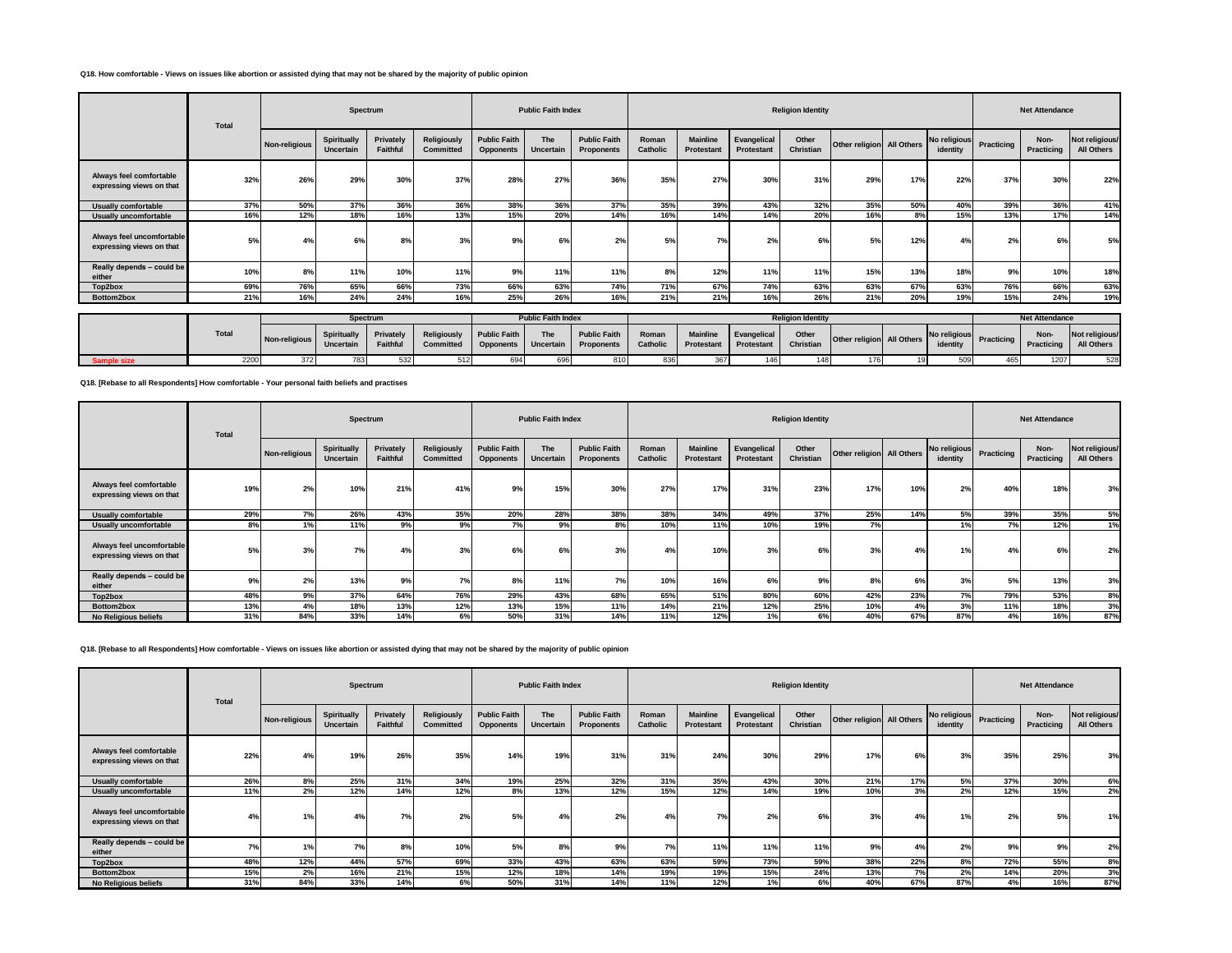**Q18. How comfortable - Views on issues like abortion or assisted dying that may not be shared by the majority of public opinion**

| | Total | Spectrum | | | | Public Faith Index | | | Religion Identity | | | | | | | Net Attendance | | |
|---|---|---|---|---|---|---|---|---|---|---|---|---|---|---|---|---|---|---|
| | | Non-religious | Spiritually Uncertain | Privately Faithful | Religiously Committed | Public Faith Opponents | The Uncertain | Public Faith Proponents | Roman Catholic | Mainline Protestant | Evangelical Protestant | Other Christian | Other religion | All Others | No religious identity | Practicing | Non-Practicing | Not religious/ All Others |
| Always feel comfortable expressing views on that | 32% | 26% | 29% | 30% | 37% | 28% | 27% | 36% | 35% | 27% | 30% | 31% | 29% | 17% | 22% | 37% | 30% | 22% |
| Usually comfortable | 37% | 50% | 37% | 36% | 36% | 38% | 36% | 37% | 35% | 39% | 43% | 32% | 35% | 50% | 40% | 39% | 36% | 41% |
| Usually uncomfortable | 16% | 12% | 18% | 16% | 13% | 15% | 20% | 14% | 16% | 14% | 14% | 20% | 16% | 8% | 15% | 13% | 17% | 14% |
| Always feel uncomfortable expressing views on that | 5% | 4% | 6% | 8% | 3% | 9% | 6% | 2% | 5% | 7% | 2% | 6% | 5% | 12% | 4% | 2% | 6% | 5% |
| Really depends – could be either | 10% | 8% | 11% | 10% | 11% | 9% | 11% | 11% | 8% | 12% | 11% | 11% | 15% | 13% | 18% | 9% | 10% | 18% |
| Top2box | 69% | 76% | 65% | 66% | 73% | 66% | 63% | 74% | 71% | 67% | 74% | 63% | 63% | 67% | 63% | 76% | 66% | 63% |
| Bottom2box | 21% | 16% | 24% | 24% | 16% | 25% | 26% | 16% | 21% | 21% | 16% | 26% | 21% | 20% | 19% | 15% | 24% | 19% |
| Sample size | 2200 | 372 | 783 | 532 | 512 | 694 | 696 | 810 | 836 | 367 | 146 | 148 | 176 | 19 | 509 | 465 | 1207 | 528 |

**Q18. [Rebase to all Respondents] How comfortable - Your personal faith beliefs and practises**

| | Total | Spectrum | | | | Public Faith Index | | | Religion Identity | | | | | | | Net Attendance | | |
|---|---|---|---|---|---|---|---|---|---|---|---|---|---|---|---|---|---|---|
| | | Non-religious | Spiritually Uncertain | Privately Faithful | Religiously Committed | Public Faith Opponents | The Uncertain | Public Faith Proponents | Roman Catholic | Mainline Protestant | Evangelical Protestant | Other Christian | Other religion | All Others | No religious identity | Practicing | Non-Practicing | Not religious/ All Others |
| Always feel comfortable expressing views on that | 19% | 2% | 10% | 21% | 41% | 9% | 15% | 30% | 27% | 17% | 31% | 23% | 17% | 10% | 2% | 40% | 18% | 3% |
| Usually comfortable | 29% | 7% | 26% | 43% | 35% | 20% | 28% | 38% | 38% | 34% | 49% | 37% | 25% | 14% | 5% | 39% | 35% | 5% |
| Usually uncomfortable | 8% | 1% | 11% | 9% | 9% | 7% | 9% | 8% | 10% | 11% | 10% | 19% | 7% | | 1% | 7% | 12% | 1% |
| Always feel uncomfortable expressing views on that | 5% | 3% | 7% | 4% | 3% | 6% | 6% | 3% | 4% | 10% | 3% | 6% | 3% | 4% | 1% | 4% | 6% | 2% |
| Really depends – could be either | 9% | 2% | 13% | 9% | 7% | 8% | 11% | 7% | 10% | 16% | 6% | 9% | 8% | 6% | 3% | 5% | 13% | 3% |
| Top2box | 48% | 9% | 37% | 64% | 76% | 29% | 43% | 68% | 65% | 51% | 80% | 60% | 42% | 23% | 7% | 79% | 53% | 8% |
| Bottom2box | 13% | 4% | 18% | 13% | 12% | 13% | 15% | 11% | 14% | 21% | 12% | 25% | 10% | 4% | 3% | 11% | 18% | 3% |
| No Religious beliefs | 31% | 84% | 33% | 14% | 6% | 50% | 31% | 14% | 11% | 12% | 1% | 6% | 40% | 67% | 87% | 4% | 16% | 87% |

**Q18. [Rebase to all Respondents] How comfortable - Views on issues like abortion or assisted dying that may not be shared by the majority of public opinion**

| | Total | Spectrum | | | | Public Faith Index | | | Religion Identity | | | | | | | Net Attendance | | |
|---|---|---|---|---|---|---|---|---|---|---|---|---|---|---|---|---|---|---|
| | | Non-religious | Spiritually Uncertain | Privately Faithful | Religiously Committed | Public Faith Opponents | The Uncertain | Public Faith Proponents | Roman Catholic | Mainline Protestant | Evangelical Protestant | Other Christian | Other religion | All Others | No religious identity | Practicing | Non-Practicing | Not religious/ All Others |
| Always feel comfortable expressing views on that | 22% | 4% | 19% | 26% | 35% | 14% | 19% | 31% | 31% | 24% | 30% | 29% | 17% | 6% | 3% | 35% | 25% | 3% |
| Usually comfortable | 26% | 8% | 25% | 31% | 34% | 19% | 25% | 32% | 31% | 35% | 43% | 30% | 21% | 17% | 5% | 37% | 30% | 6% |
| Usually uncomfortable | 11% | 2% | 12% | 14% | 12% | 8% | 13% | 12% | 15% | 12% | 14% | 19% | 10% | 3% | 2% | 12% | 15% | 2% |
| Always feel uncomfortable expressing views on that | 4% | 1% | 4% | 7% | 2% | 5% | 4% | 2% | 4% | 7% | 2% | 6% | 3% | 4% | 1% | 2% | 5% | 1% |
| Really depends – could be either | 7% | 1% | 7% | 8% | 10% | 5% | 8% | 9% | 7% | 11% | 11% | 11% | 9% | 4% | 2% | 9% | 9% | 2% |
| Top2box | 48% | 12% | 44% | 57% | 69% | 33% | 43% | 63% | 63% | 59% | 73% | 59% | 38% | 22% | 8% | 72% | 55% | 8% |
| Bottom2box | 15% | 2% | 16% | 21% | 15% | 12% | 18% | 14% | 19% | 19% | 15% | 24% | 13% | 7% | 2% | 14% | 20% | 3% |
| No Religious beliefs | 31% | 84% | 33% | 14% | 6% | 50% | 31% | 14% | 11% | 12% | 1% | 6% | 40% | 67% | 87% | 4% | 16% | 87% |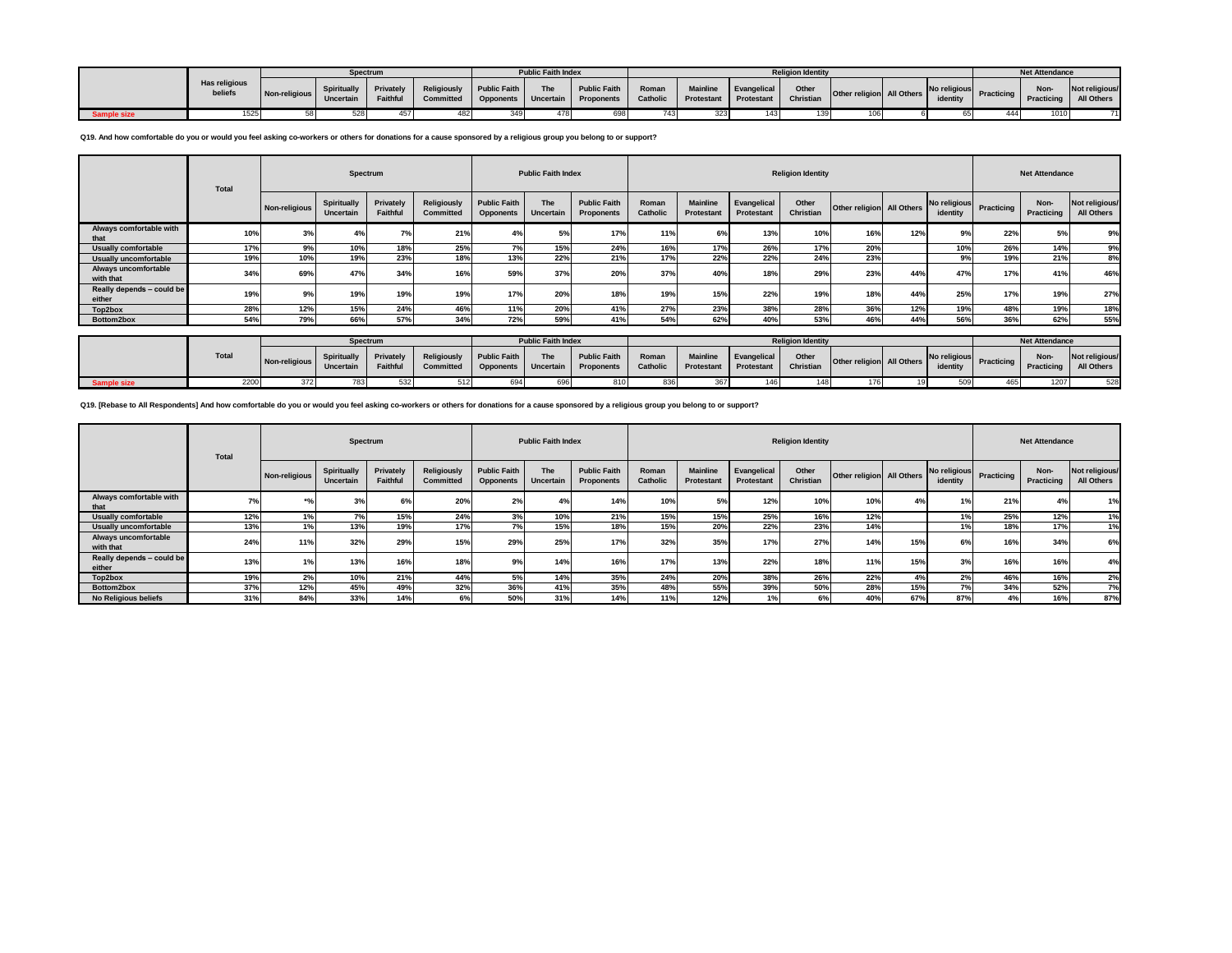**Q19. And how comfortable do you or would you feel asking co-workers or others for donations for a cause sponsored by a religious group you belong to or support?**

| | Has religious beliefs | Spectrum | | | | Public Faith Index | | | Religion Identity | | | | | | | Net Attendance | | |
|---|---|---|---|---|---|---|---|---|---|---|---|---|---|---|---|---|---|---|
| | | Non-religious | Spiritually Uncertain | Privately Faithful | Religiously Committed | Public Faith Opponents | The Uncertain | Public Faith Proponents | Roman Catholic | Mainline Protestant | Evangelical Protestant | Other Christian | Other religion | All Others | No religious identity | Practicing | Non-Practicing | Not religious/ All Others |
| Sample size | 1525 | 58 | 528 | 457 | 482 | 349 | 478 | 698 | 743 | 323 | 143 | 139 | 106 | 6 | 65 | 444 | 1010 | 71 |
| Always comfortable with that | 10% | 3% | 4% | 7% | 21% | 4% | 5% | 17% | 11% | 6% | 13% | 10% | 16% | 12% | 9% | 22% | 5% | 9% |
| Usually comfortable | 17% | 9% | 10% | 18% | 25% | 7% | 15% | 24% | 16% | 17% | 26% | 17% | 20% | | 10% | 26% | 14% | 9% |
| Usually uncomfortable | 19% | 10% | 19% | 23% | 18% | 13% | 22% | 21% | 17% | 22% | 22% | 24% | 23% | | 9% | 19% | 21% | 8% |
| Always uncomfortable with that | 34% | 69% | 47% | 34% | 16% | 59% | 37% | 20% | 37% | 40% | 18% | 29% | 23% | 44% | 47% | 17% | 41% | 46% |
| Really depends – could be either | 19% | 9% | 19% | 19% | 19% | 17% | 20% | 18% | 19% | 15% | 22% | 19% | 18% | 44% | 25% | 17% | 19% | 27% |
| Top2box | 28% | 12% | 15% | 24% | 46% | 11% | 20% | 41% | 27% | 23% | 38% | 28% | 36% | 12% | 19% | 48% | 19% | 18% |
| Bottom2box | 54% | 79% | 66% | 57% | 34% | 72% | 59% | 41% | 54% | 62% | 40% | 53% | 46% | 44% | 56% | 36% | 62% | 55% |

**Q19. [Rebase to All Respondents] And how comfortable do you or would you feel asking co-workers or others for donations for a cause sponsored by a religious group you belong to or support?**

| | Total | Spectrum | | | | Public Faith Index | | | Religion Identity | | | | | | | Net Attendance | | |
|---|---|---|---|---|---|---|---|---|---|---|---|---|---|---|---|---|---|---|
| | | Non-religious | Spiritually Uncertain | Privately Faithful | Religiously Committed | Public Faith Opponents | The Uncertain | Public Faith Proponents | Roman Catholic | Mainline Protestant | Evangelical Protestant | Other Christian | Other religion | All Others | No religious identity | Practicing | Non-Practicing | Not religious/ All Others |
| Sample size | 2200 | 372 | 783 | 532 | 512 | 694 | 696 | 810 | 836 | 367 | 146 | 148 | 176 | 19 | 509 | 465 | 1207 | 528 |
| Always comfortable with that | 7% | *% | 3% | 6% | 20% | 2% | 4% | 14% | 10% | 5% | 12% | 10% | 10% | 4% | 1% | 21% | 4% | 1% |
| Usually comfortable | 12% | 1% | 7% | 15% | 24% | 3% | 10% | 21% | 15% | 15% | 25% | 16% | 12% | | 1% | 25% | 12% | 1% |
| Usually uncomfortable | 13% | 1% | 13% | 19% | 17% | 7% | 15% | 18% | 15% | 20% | 22% | 23% | 14% | | 1% | 18% | 17% | 1% |
| Always uncomfortable with that | 24% | 11% | 32% | 29% | 15% | 29% | 25% | 17% | 32% | 35% | 17% | 27% | 14% | 15% | 6% | 16% | 34% | 6% |
| Really depends – could be either | 13% | 1% | 13% | 16% | 18% | 9% | 14% | 16% | 17% | 13% | 22% | 18% | 11% | 15% | 3% | 16% | 16% | 4% |
| Top2box | 19% | 2% | 10% | 21% | 44% | 5% | 14% | 35% | 24% | 20% | 38% | 26% | 22% | 4% | 2% | 46% | 16% | 2% |
| Bottom2box | 37% | 12% | 45% | 49% | 32% | 36% | 41% | 35% | 48% | 55% | 39% | 50% | 28% | 15% | 7% | 34% | 52% | 7% |
| No Religious beliefs | 31% | 84% | 33% | 14% | 6% | 50% | 31% | 14% | 11% | 12% | 1% | 6% | 40% | 67% | 87% | 4% | 16% | 87% |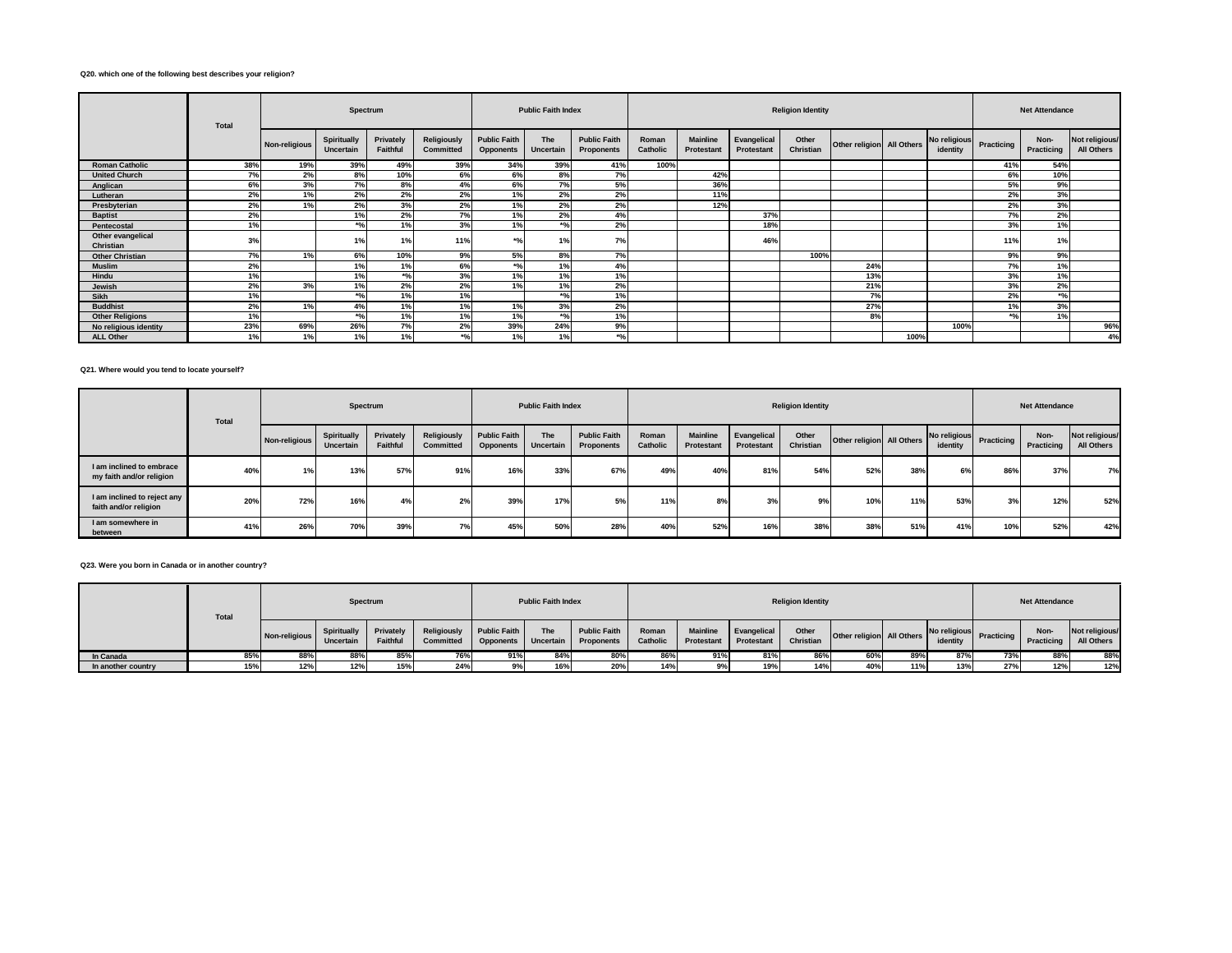**Q20. which one of the following best describes your religion?**

| | Total | Spectrum | | | | Public Faith Index | | | Religion Identity | | | | | | | Net Attendance | | |
|---|---|---|---|---|---|---|---|---|---|---|---|---|---|---|---|---|---|---|
| | | Non-religious | Spiritually Uncertain | Privately Faithful | Religiously Committed | Public Faith Opponents | The Uncertain | Public Faith Proponents | Roman Catholic | Mainline Protestant | Evangelical Protestant | Other Christian | Other religion | All Others | No religious identity | Practicing | Non-Practicing | Not religious/ All Others |
| Roman Catholic | 38% | 19% | 39% | 49% | 39% | 34% | 39% | 41% | 100% | | | | | | | 41% | 54% | |
| United Church | 7% | 2% | 8% | 10% | 6% | 6% | 8% | 7% | | 42% | | | | | | 6% | 10% | |
| Anglican | 6% | 3% | 7% | 8% | 4% | 6% | 7% | 5% | | 36% | | | | | | 5% | 9% | |
| Lutheran | 2% | 1% | 2% | 2% | 2% | 1% | 2% | 2% | | 11% | | | | | | 2% | 3% | |
| Presbyterian | 2% | 1% | 2% | 3% | 2% | 1% | 2% | 2% | | 12% | | | | | | 2% | 3% | |
| Baptist | 2% | | 1% | 2% | 7% | 1% | 2% | 4% | | | 37% | | | | | 7% | 2% | |
| Pentecostal | 1% | | *% | 1% | 3% | 1% | *% | 2% | | | 18% | | | | | 3% | 1% | |
| Other evangelical Christian | 3% | | 1% | 1% | 11% | *% | 1% | 7% | | | 46% | | | | | 11% | 1% | |
| Other Christian | 7% | 1% | 6% | 10% | 9% | 5% | 8% | 7% | | | | 100% | | | | 9% | 9% | |
| Muslim | 2% | | 1% | 1% | 6% | *% | 1% | 4% | | | | | 24% | | | 7% | 1% | |
| Hindu | 1% | | 1% | *% | 3% | 1% | 1% | 1% | | | | | 13% | | | 3% | 1% | |
| Jewish | 2% | 3% | 1% | 2% | 2% | 1% | 1% | 2% | | | | | 21% | | | 3% | 2% | |
| Sikh | 1% | | *% | 1% | 1% | | *% | 1% | | | | | 7% | | | 2% | *% | |
| Buddhist | 2% | 1% | 4% | 1% | 1% | 1% | 3% | 2% | | | | | 27% | | | 1% | 3% | |
| Other Religions | 1% | | *% | 1% | 1% | 1% | *% | 1% | | | | | 8% | | | *% | 1% | |
| No religious identity | 23% | 69% | 26% | 7% | 2% | 39% | 24% | 9% | | | | | | | 100% | | | 96% |
| ALL Other | 1% | 1% | 1% | 1% | *% | 1% | 1% | *% | | | | | | 100% | | | | 4% |

**Q21. Where would you tend to locate yourself?**

| | Total | Spectrum | | | | Public Faith Index | | | Religion Identity | | | | | | | Net Attendance | | |
|---|---|---|---|---|---|---|---|---|---|---|---|---|---|---|---|---|---|---|
| | | Non-religious | Spiritually Uncertain | Privately Faithful | Religiously Committed | Public Faith Opponents | The Uncertain | Public Faith Proponents | Roman Catholic | Mainline Protestant | Evangelical Protestant | Other Christian | Other religion | All Others | No religious identity | Practicing | Non-Practicing | Not religious/ All Others |
| I am inclined to embrace my faith and/or religion | 40% | 1% | 13% | 57% | 91% | 16% | 33% | 67% | 49% | 40% | 81% | 54% | 52% | 38% | 6% | 86% | 37% | 7% |
| I am inclined to reject any faith and/or religion | 20% | 72% | 16% | 4% | 2% | 39% | 17% | 5% | 11% | 8% | 3% | 9% | 10% | 11% | 53% | 3% | 12% | 52% |
| I am somewhere in between | 41% | 26% | 70% | 39% | 7% | 45% | 50% | 28% | 40% | 52% | 16% | 38% | 38% | 51% | 41% | 10% | 52% | 42% |

**Q23. Were you born in Canada or in another country?**

| | Total | Spectrum | | | | Public Faith Index | | | Religion Identity | | | | | | | Net Attendance | | |
|---|---|---|---|---|---|---|---|---|---|---|---|---|---|---|---|---|---|---|
| | | Non-religious | Spiritually Uncertain | Privately Faithful | Religiously Committed | Public Faith Opponents | The Uncertain | Public Faith Proponents | Roman Catholic | Mainline Protestant | Evangelical Protestant | Other Christian | Other religion | All Others | No religious identity | Practicing | Non-Practicing | Not religious/ All Others |
| In Canada | 85% | 88% | 88% | 85% | 76% | 91% | 84% | 80% | 86% | 91% | 81% | 86% | 60% | 89% | 87% | 73% | 88% | 88% |
| In another country | 15% | 12% | 12% | 15% | 24% | 9% | 16% | 20% | 14% | 9% | 19% | 14% | 40% | 11% | 13% | 27% | 12% | 12% |